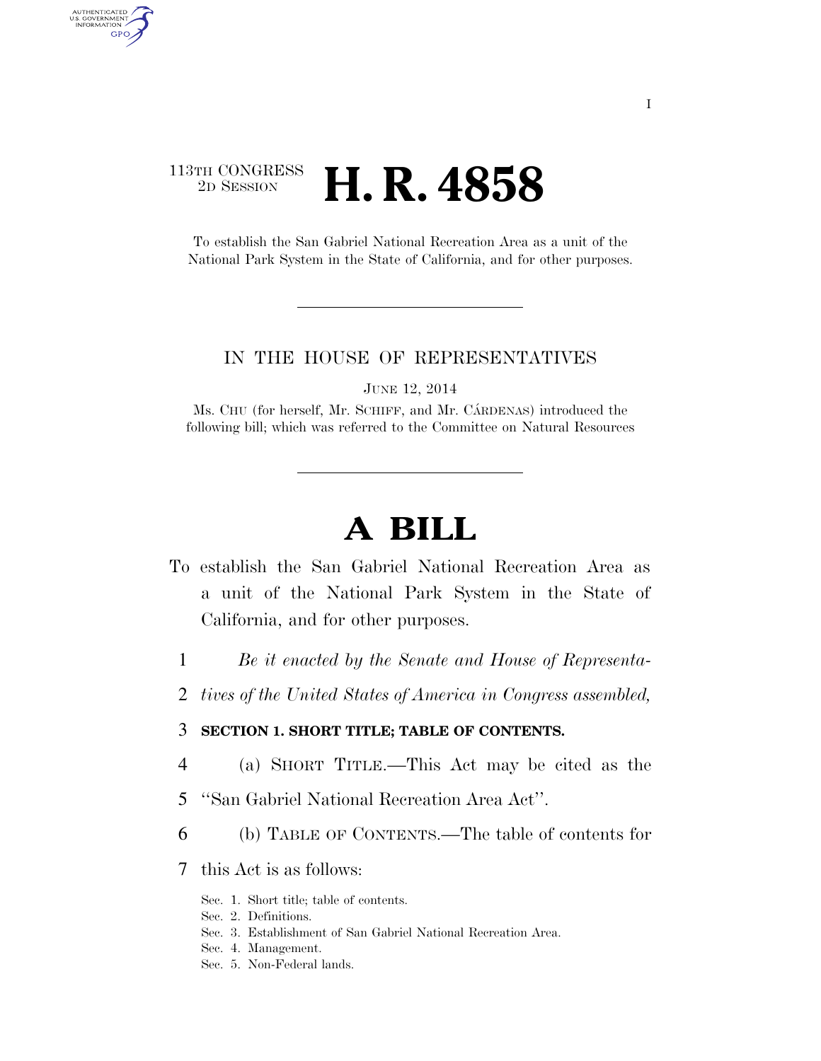113TH CONGRESS
2D SESSION

# H. R. 4858

To establish the San Gabriel National Recreation Area as a unit of the National Park System in the State of California, and for other purposes.

---

IN THE HOUSE OF REPRESENTATIVES

JUNE 12, 2014

Ms. CHU (for herself, Mr. SCHIFF, and Mr. CÁRDENAS) introduced the following bill; which was referred to the Committee on Natural Resources

---

# A BILL

To establish the San Gabriel National Recreation Area as a unit of the National Park System in the State of California, and for other purposes.

1 *Be it enacted by the Senate and House of Representa-*
2 *tives of the United States of America in Congress assembled,*

3 **SECTION 1. SHORT TITLE; TABLE OF CONTENTS.**

4 (a) SHORT TITLE.—This Act may be cited as the
5 ''San Gabriel National Recreation Area Act''.

6 (b) TABLE OF CONTENTS.—The table of contents for
7 this Act is as follows:

Sec. 1. Short title; table of contents.
Sec. 2. Definitions.
Sec. 3. Establishment of San Gabriel National Recreation Area.
Sec. 4. Management.
Sec. 5. Non-Federal lands.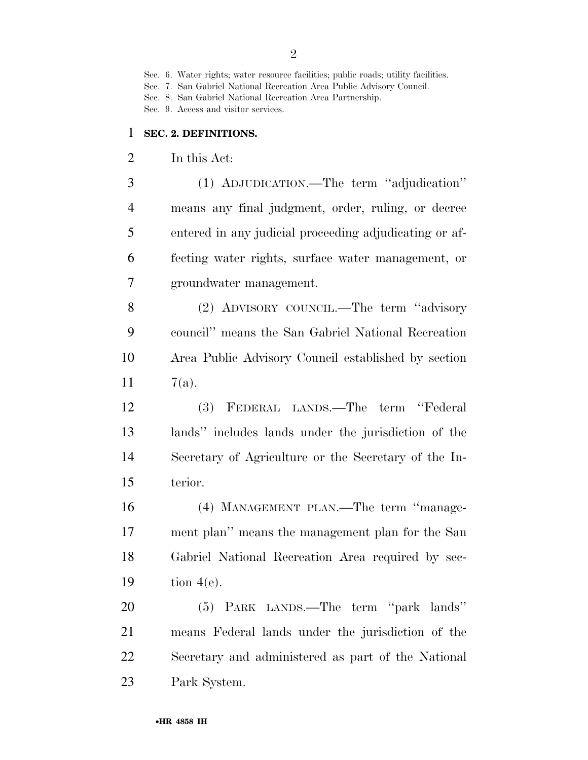Sec. 6. Water rights; water resource facilities; public roads; utility facilities.
Sec. 7. San Gabriel National Recreation Area Public Advisory Council.
Sec. 8. San Gabriel National Recreation Area Partnership.
Sec. 9. Access and visitor services.

## SEC. 2. DEFINITIONS.

In this Act:

(1) ADJUDICATION.—The term "adjudication" means any final judgment, order, ruling, or decree entered in any judicial proceeding adjudicating or affecting water rights, surface water management, or groundwater management.

(2) ADVISORY COUNCIL.—The term "advisory council" means the San Gabriel National Recreation Area Public Advisory Council established by section 7(a).

(3) FEDERAL LANDS.—The term "Federal lands" includes lands under the jurisdiction of the Secretary of Agriculture or the Secretary of the Interior.

(4) MANAGEMENT PLAN.—The term "management plan" means the management plan for the San Gabriel National Recreation Area required by section 4(e).

(5) PARK LANDS.—The term "park lands" means Federal lands under the jurisdiction of the Secretary and administered as part of the National Park System.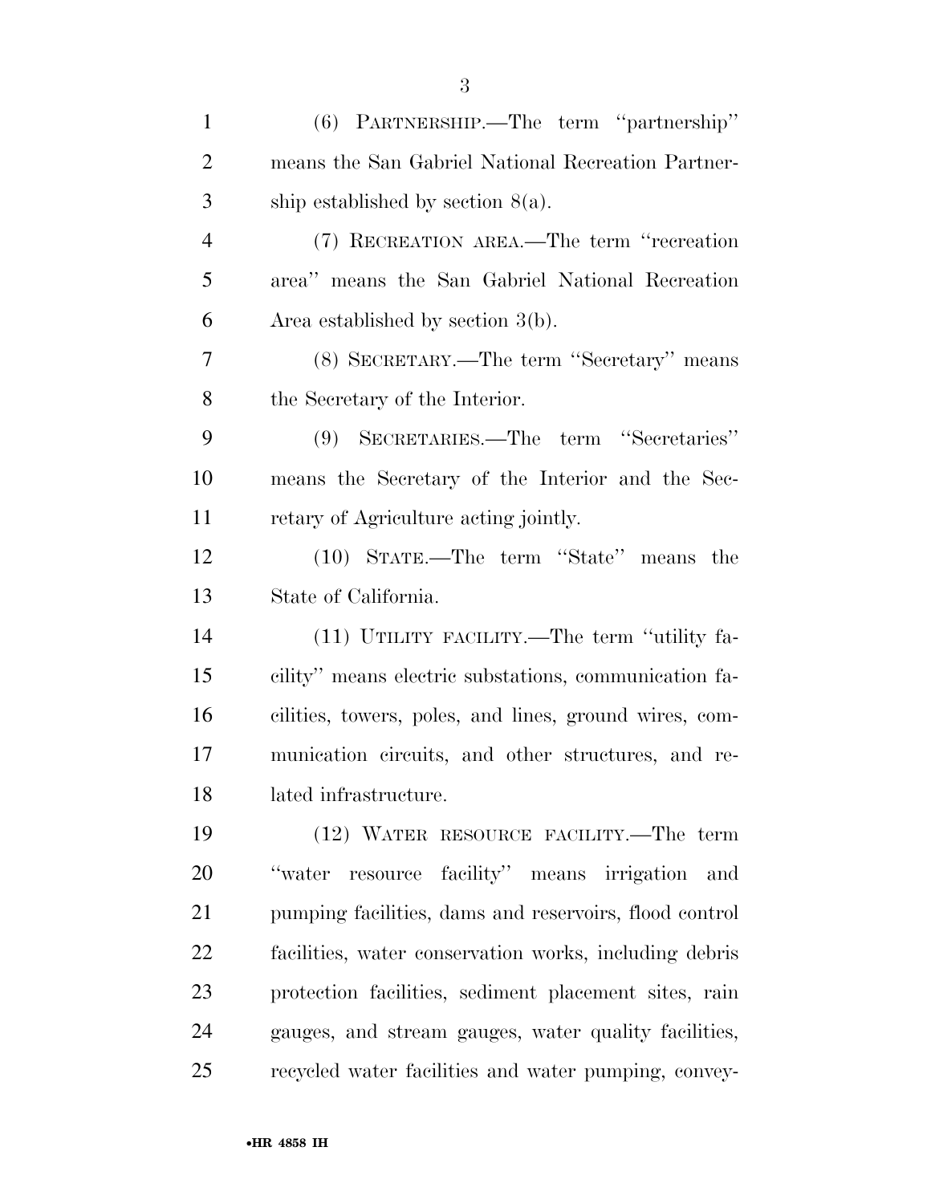(6) PARTNERSHIP.—The term ''partnership'' means the San Gabriel National Recreation Partnership established by section 8(a).

(7) RECREATION AREA.—The term ''recreation area'' means the San Gabriel National Recreation Area established by section 3(b).

(8) SECRETARY.—The term ''Secretary'' means the Secretary of the Interior.

(9) SECRETARIES.—The term ''Secretaries'' means the Secretary of the Interior and the Secretary of Agriculture acting jointly.

(10) STATE.—The term ''State'' means the State of California.

(11) UTILITY FACILITY.—The term ''utility facility'' means electric substations, communication facilities, towers, poles, and lines, ground wires, communication circuits, and other structures, and related infrastructure.

(12) WATER RESOURCE FACILITY.—The term ''water resource facility'' means irrigation and pumping facilities, dams and reservoirs, flood control facilities, water conservation works, including debris protection facilities, sediment placement sites, rain gauges, and stream gauges, water quality facilities, recycled water facilities and water pumping, convey-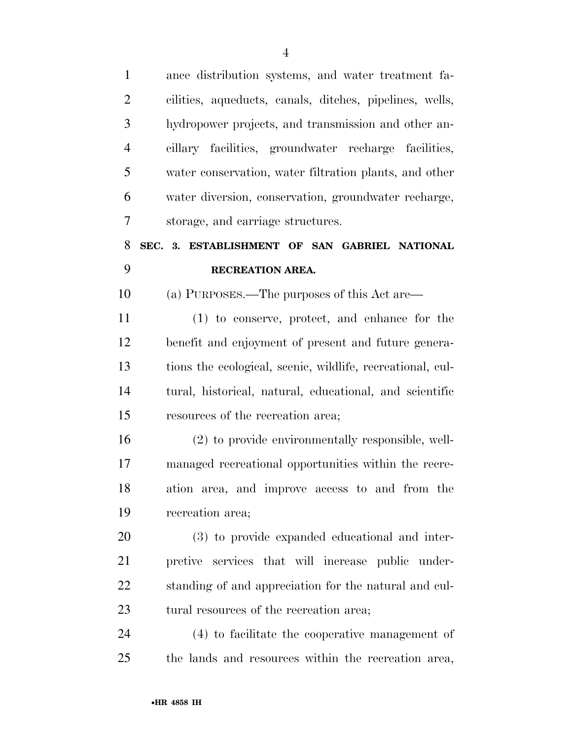ance distribution systems, and water treatment facilities, aqueducts, canals, ditches, pipelines, wells, hydropower projects, and transmission and other ancillary facilities, groundwater recharge facilities, water conservation, water filtration plants, and other water diversion, conservation, groundwater recharge, storage, and carriage structures.

## SEC. 3. ESTABLISHMENT OF SAN GABRIEL NATIONAL RECREATION AREA.

(a) PURPOSES.—The purposes of this Act are—

(1) to conserve, protect, and enhance for the benefit and enjoyment of present and future generations the ecological, scenic, wildlife, recreational, cultural, historical, natural, educational, and scientific resources of the recreation area;

(2) to provide environmentally responsible, well-managed recreational opportunities within the recreation area, and improve access to and from the recreation area;

(3) to provide expanded educational and interpretive services that will increase public understanding of and appreciation for the natural and cultural resources of the recreation area;

(4) to facilitate the cooperative management of the lands and resources within the recreation area,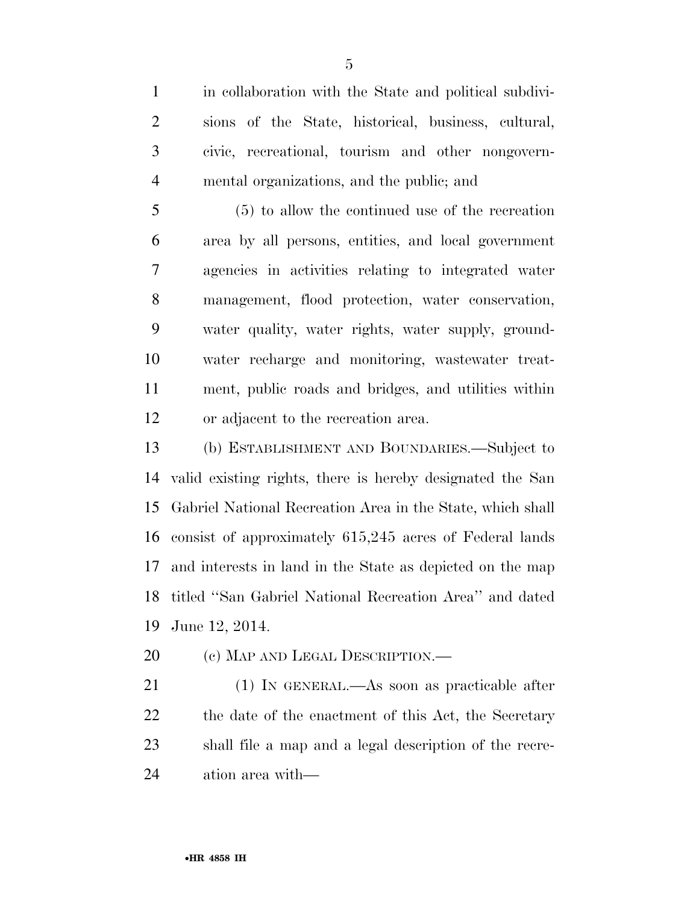in collaboration with the State and political subdivisions of the State, historical, business, cultural, civic, recreational, tourism and other nongovernmental organizations, and the public; and

(5) to allow the continued use of the recreation area by all persons, entities, and local government agencies in activities relating to integrated water management, flood protection, water conservation, water quality, water rights, water supply, groundwater recharge and monitoring, wastewater treatment, public roads and bridges, and utilities within or adjacent to the recreation area.

(b) ESTABLISHMENT AND BOUNDARIES.—Subject to valid existing rights, there is hereby designated the San Gabriel National Recreation Area in the State, which shall consist of approximately 615,245 acres of Federal lands and interests in land in the State as depicted on the map titled ''San Gabriel National Recreation Area'' and dated June 12, 2014.

(c) MAP AND LEGAL DESCRIPTION.—

(1) IN GENERAL.—As soon as practicable after the date of the enactment of this Act, the Secretary shall file a map and a legal description of the recreation area with—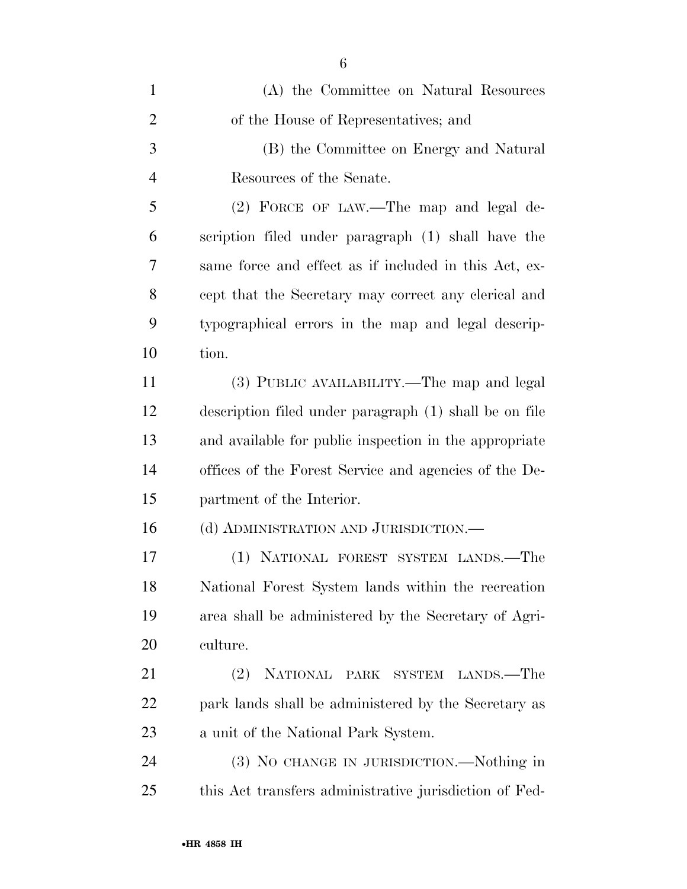(A) the Committee on Natural Resources of the House of Representatives; and

(B) the Committee on Energy and Natural Resources of the Senate.

(2) FORCE OF LAW.—The map and legal description filed under paragraph (1) shall have the same force and effect as if included in this Act, except that the Secretary may correct any clerical and typographical errors in the map and legal description.

(3) PUBLIC AVAILABILITY.—The map and legal description filed under paragraph (1) shall be on file and available for public inspection in the appropriate offices of the Forest Service and agencies of the Department of the Interior.

(d) ADMINISTRATION AND JURISDICTION.—

(1) NATIONAL FOREST SYSTEM LANDS.—The National Forest System lands within the recreation area shall be administered by the Secretary of Agriculture.

(2) NATIONAL PARK SYSTEM LANDS.—The park lands shall be administered by the Secretary as a unit of the National Park System.

(3) NO CHANGE IN JURISDICTION.—Nothing in this Act transfers administrative jurisdiction of Fed-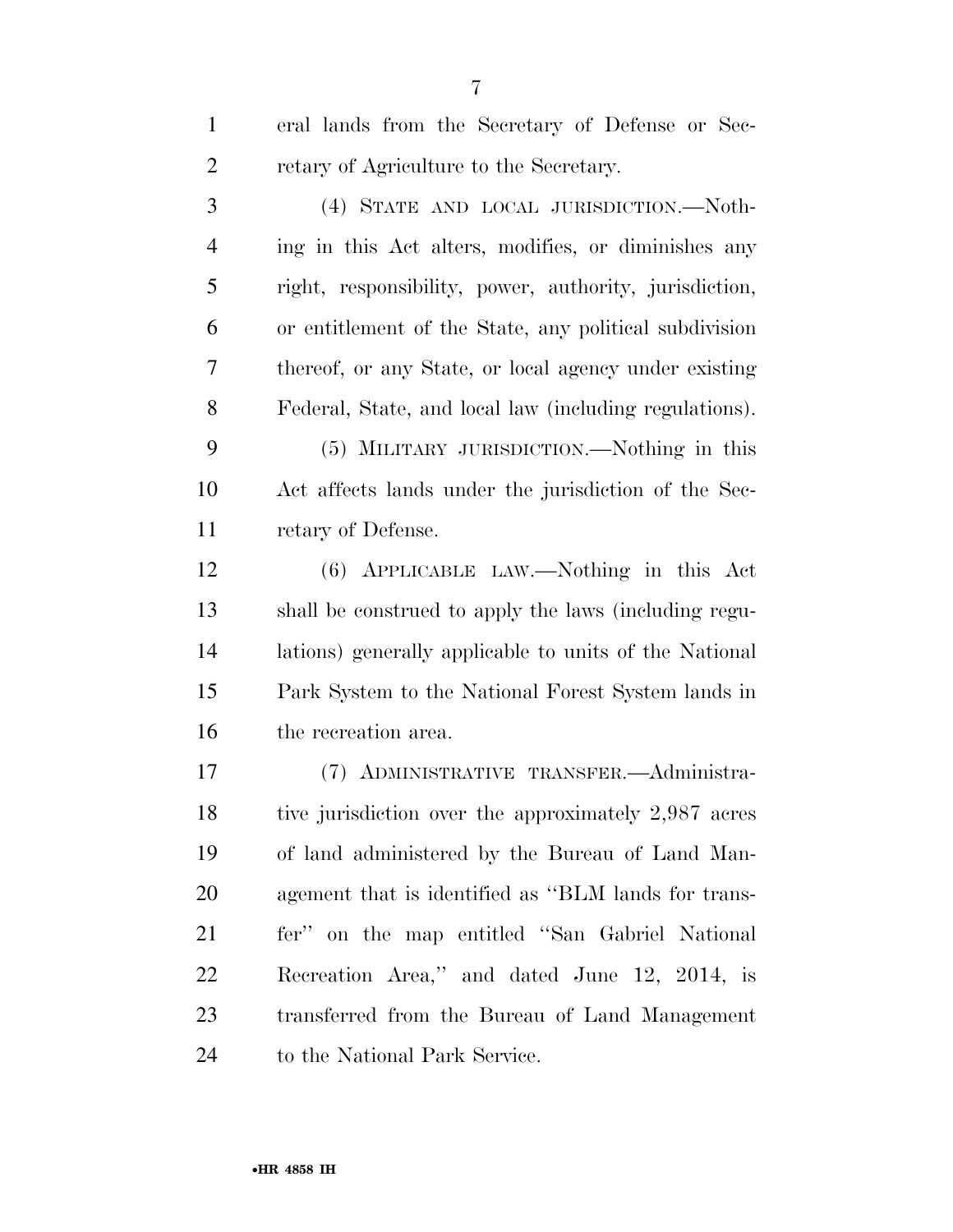eral lands from the Secretary of Defense or Secretary of Agriculture to the Secretary.

(4) STATE AND LOCAL JURISDICTION.—Nothing in this Act alters, modifies, or diminishes any right, responsibility, power, authority, jurisdiction, or entitlement of the State, any political subdivision thereof, or any State, or local agency under existing Federal, State, and local law (including regulations).

(5) MILITARY JURISDICTION.—Nothing in this Act affects lands under the jurisdiction of the Secretary of Defense.

(6) APPLICABLE LAW.—Nothing in this Act shall be construed to apply the laws (including regulations) generally applicable to units of the National Park System to the National Forest System lands in the recreation area.

(7) ADMINISTRATIVE TRANSFER.—Administrative jurisdiction over the approximately 2,987 acres of land administered by the Bureau of Land Management that is identified as "BLM lands for transfer" on the map entitled "San Gabriel National Recreation Area," and dated June 12, 2014, is transferred from the Bureau of Land Management to the National Park Service.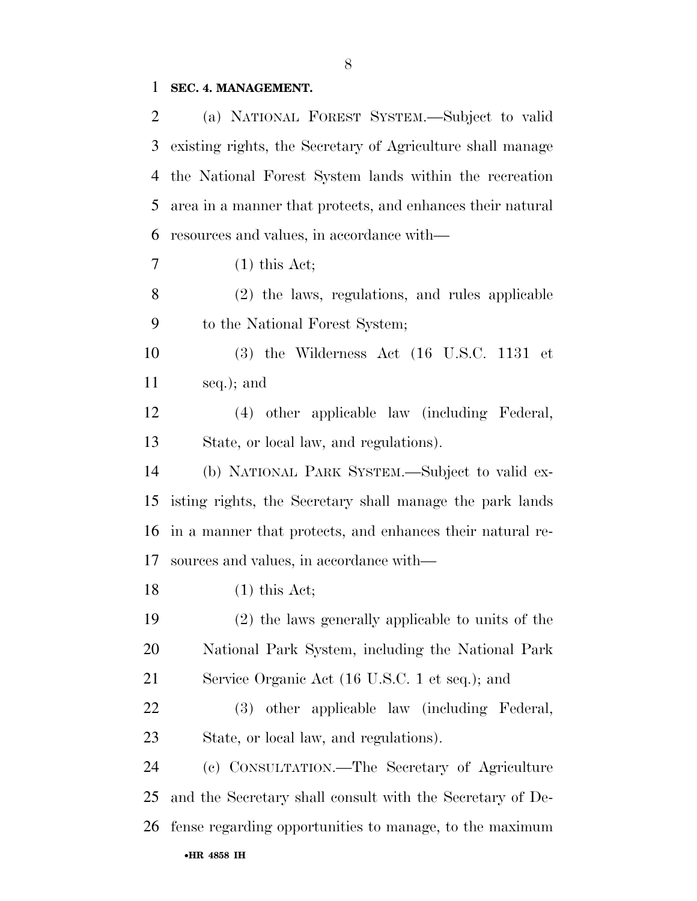**SEC. 4. MANAGEMENT.**

(a) NATIONAL FOREST SYSTEM.—Subject to valid existing rights, the Secretary of Agriculture shall manage the National Forest System lands within the recreation area in a manner that protects, and enhances their natural resources and values, in accordance with—

(1) this Act;

(2) the laws, regulations, and rules applicable to the National Forest System;

(3) the Wilderness Act (16 U.S.C. 1131 et seq.); and

(4) other applicable law (including Federal, State, or local law, and regulations).

(b) NATIONAL PARK SYSTEM.—Subject to valid existing rights, the Secretary shall manage the park lands in a manner that protects, and enhances their natural resources and values, in accordance with—

(1) this Act;

(2) the laws generally applicable to units of the National Park System, including the National Park Service Organic Act (16 U.S.C. 1 et seq.); and

(3) other applicable law (including Federal, State, or local law, and regulations).

(c) CONSULTATION.—The Secretary of Agriculture and the Secretary shall consult with the Secretary of Defense regarding opportunities to manage, to the maximum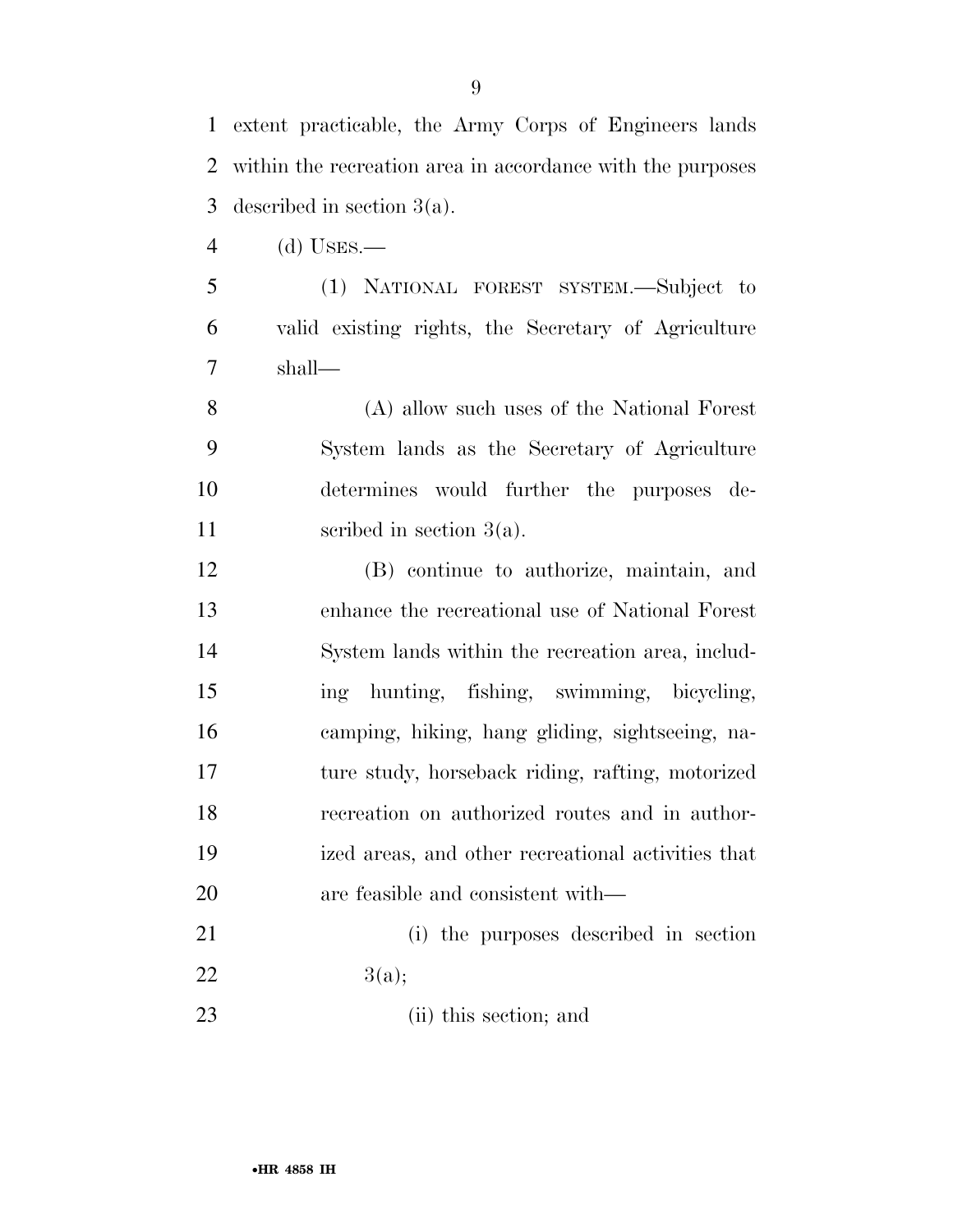extent practicable, the Army Corps of Engineers lands within the recreation area in accordance with the purposes described in section 3(a).

(d) USES.—

(1) NATIONAL FOREST SYSTEM.—Subject to valid existing rights, the Secretary of Agriculture shall—

(A) allow such uses of the National Forest System lands as the Secretary of Agriculture determines would further the purposes described in section 3(a).

(B) continue to authorize, maintain, and enhance the recreational use of National Forest System lands within the recreation area, including hunting, fishing, swimming, bicycling, camping, hiking, hang gliding, sightseeing, nature study, horseback riding, rafting, motorized recreation on authorized routes and in authorized areas, and other recreational activities that are feasible and consistent with—

(i) the purposes described in section 3(a);

(ii) this section; and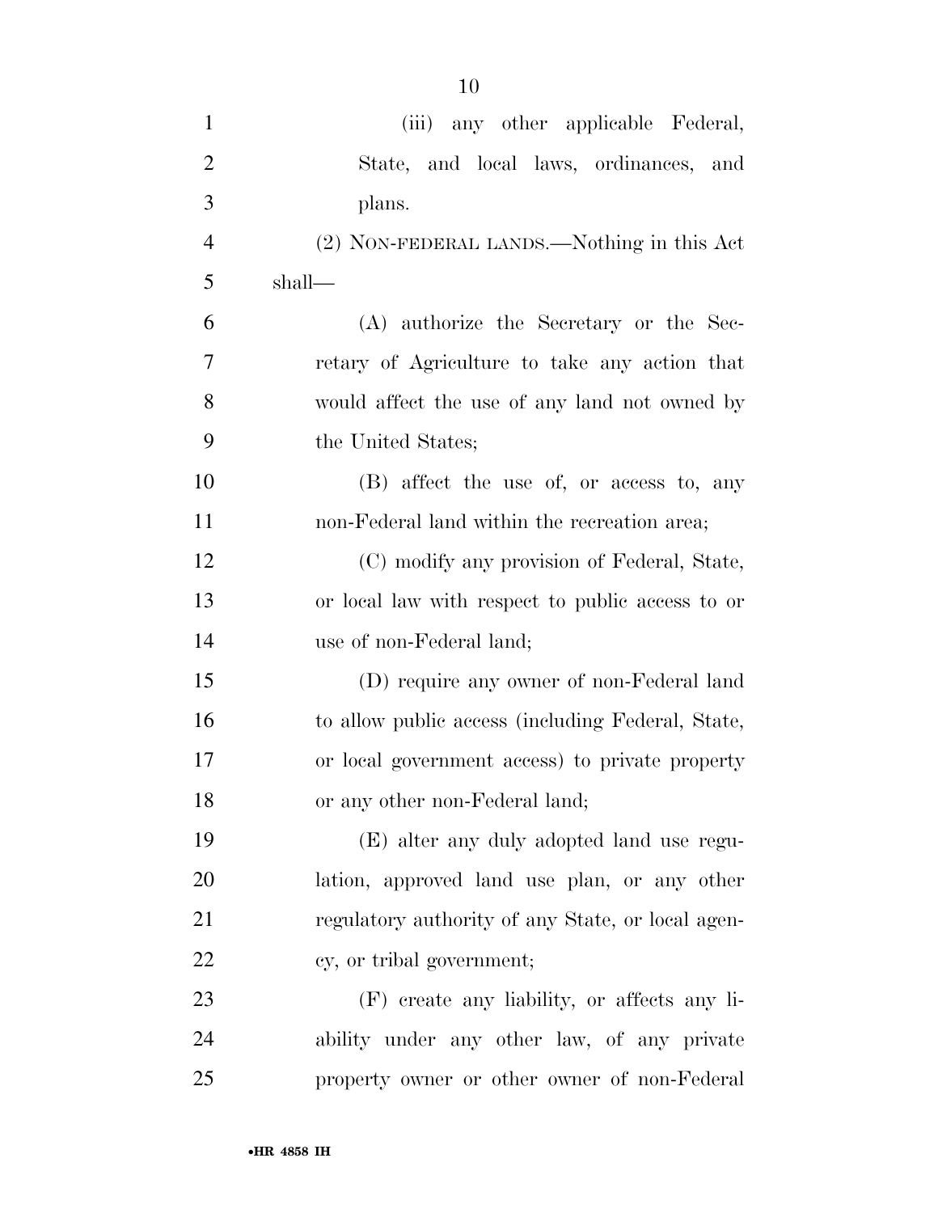(iii) any other applicable Federal, State, and local laws, ordinances, and plans.

(2) NON-FEDERAL LANDS.—Nothing in this Act shall—

(A) authorize the Secretary or the Secretary of Agriculture to take any action that would affect the use of any land not owned by the United States;

(B) affect the use of, or access to, any non-Federal land within the recreation area;

(C) modify any provision of Federal, State, or local law with respect to public access to or use of non-Federal land;

(D) require any owner of non-Federal land to allow public access (including Federal, State, or local government access) to private property or any other non-Federal land;

(E) alter any duly adopted land use regulation, approved land use plan, or any other regulatory authority of any State, or local agency, or tribal government;

(F) create any liability, or affects any liability under any other law, of any private property owner or other owner of non-Federal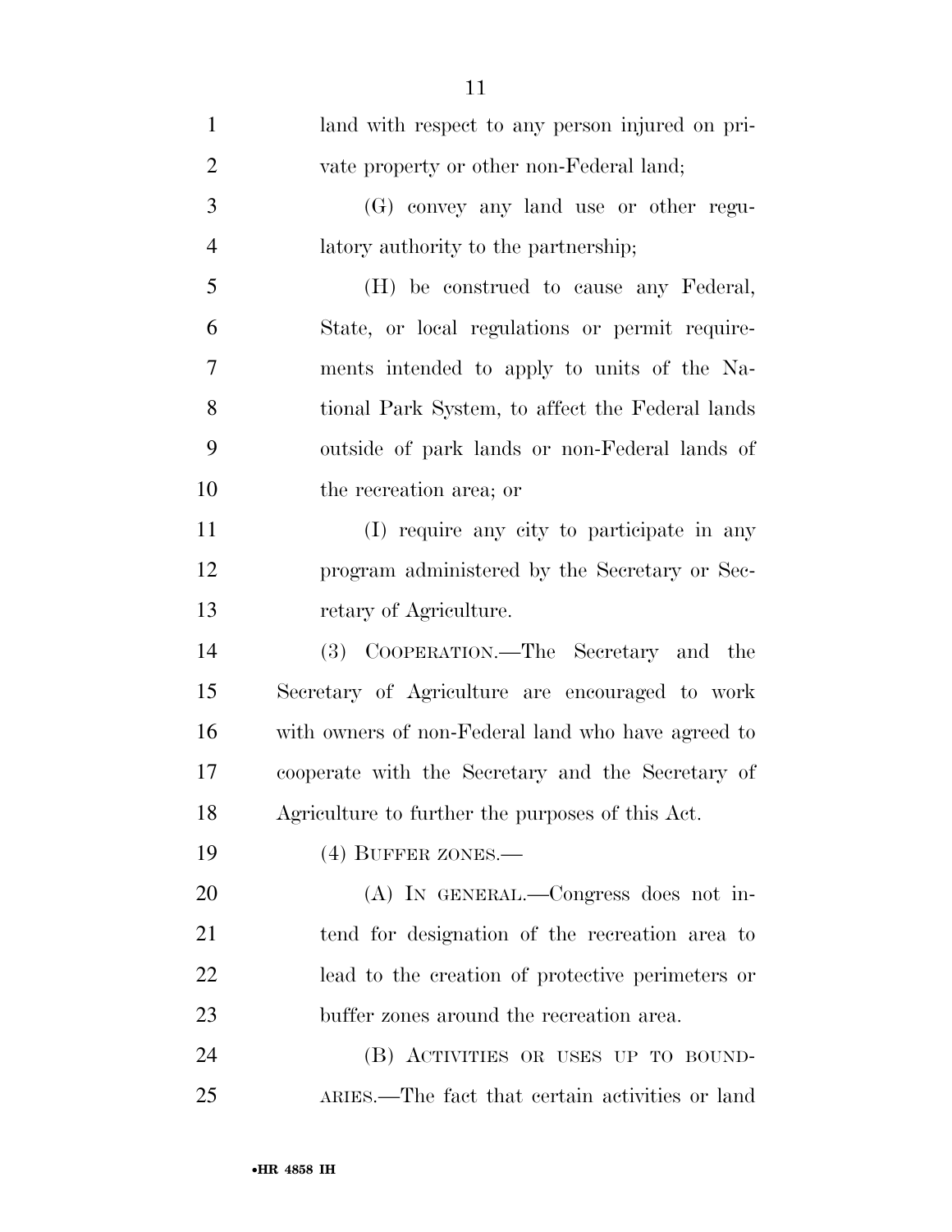land with respect to any person injured on private property or other non-Federal land;

(G) convey any land use or other regulatory authority to the partnership;

(H) be construed to cause any Federal, State, or local regulations or permit requirements intended to apply to units of the National Park System, to affect the Federal lands outside of park lands or non-Federal lands of the recreation area; or

(I) require any city to participate in any program administered by the Secretary or Secretary of Agriculture.

(3) COOPERATION.—The Secretary and the Secretary of Agriculture are encouraged to work with owners of non-Federal land who have agreed to cooperate with the Secretary and the Secretary of Agriculture to further the purposes of this Act.

(4) BUFFER ZONES.—

(A) IN GENERAL.—Congress does not intend for designation of the recreation area to lead to the creation of protective perimeters or buffer zones around the recreation area.

(B) ACTIVITIES OR USES UP TO BOUNDARIES.—The fact that certain activities or land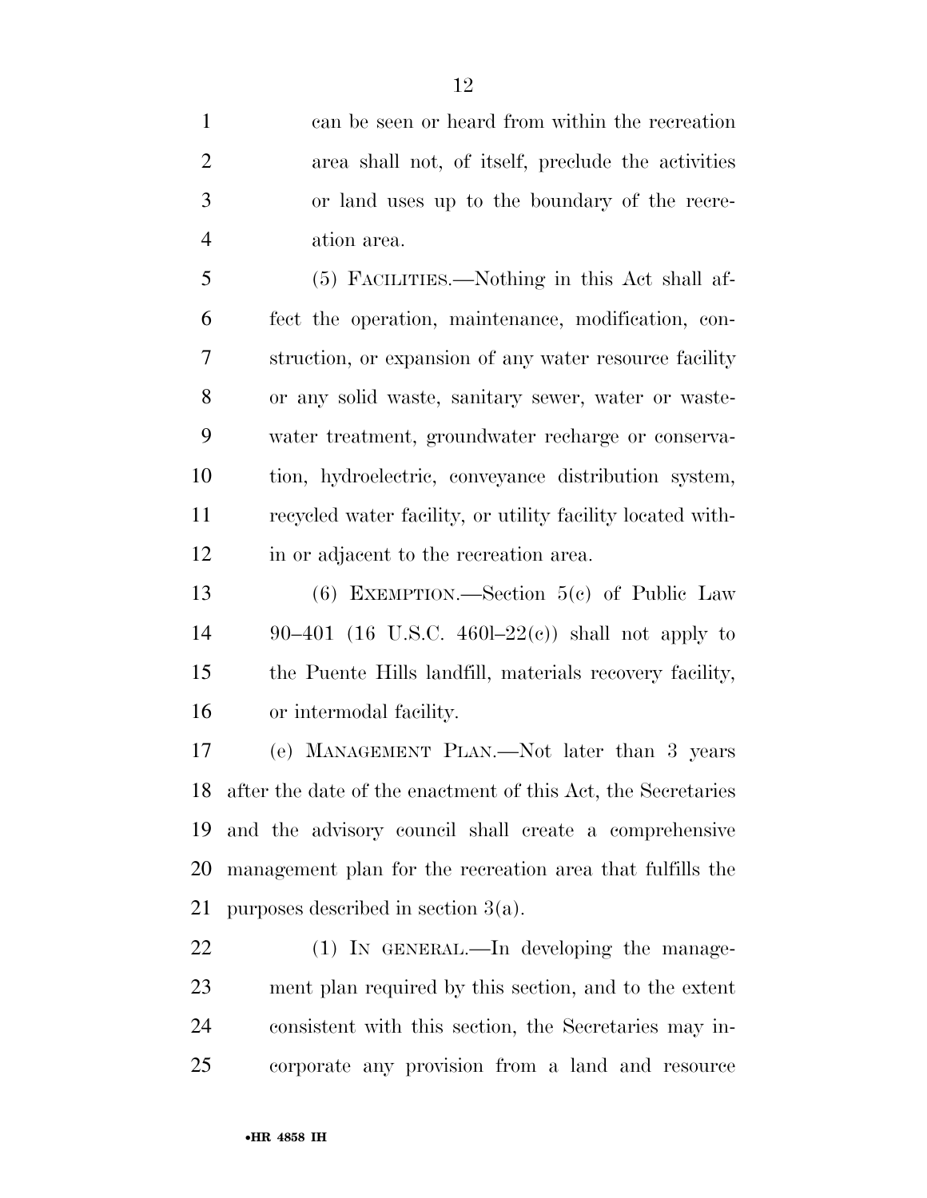can be seen or heard from within the recreation area shall not, of itself, preclude the activities or land uses up to the boundary of the recreation area.

(5) FACILITIES.—Nothing in this Act shall affect the operation, maintenance, modification, construction, or expansion of any water resource facility or any solid waste, sanitary sewer, water or wastewater treatment, groundwater recharge or conservation, hydroelectric, conveyance distribution system, recycled water facility, or utility facility located within or adjacent to the recreation area.

(6) EXEMPTION.—Section 5(c) of Public Law 90–401 (16 U.S.C. 460l–22(c)) shall not apply to the Puente Hills landfill, materials recovery facility, or intermodal facility.

(e) MANAGEMENT PLAN.—Not later than 3 years after the date of the enactment of this Act, the Secretaries and the advisory council shall create a comprehensive management plan for the recreation area that fulfills the purposes described in section 3(a).

(1) IN GENERAL.—In developing the management plan required by this section, and to the extent consistent with this section, the Secretaries may incorporate any provision from a land and resource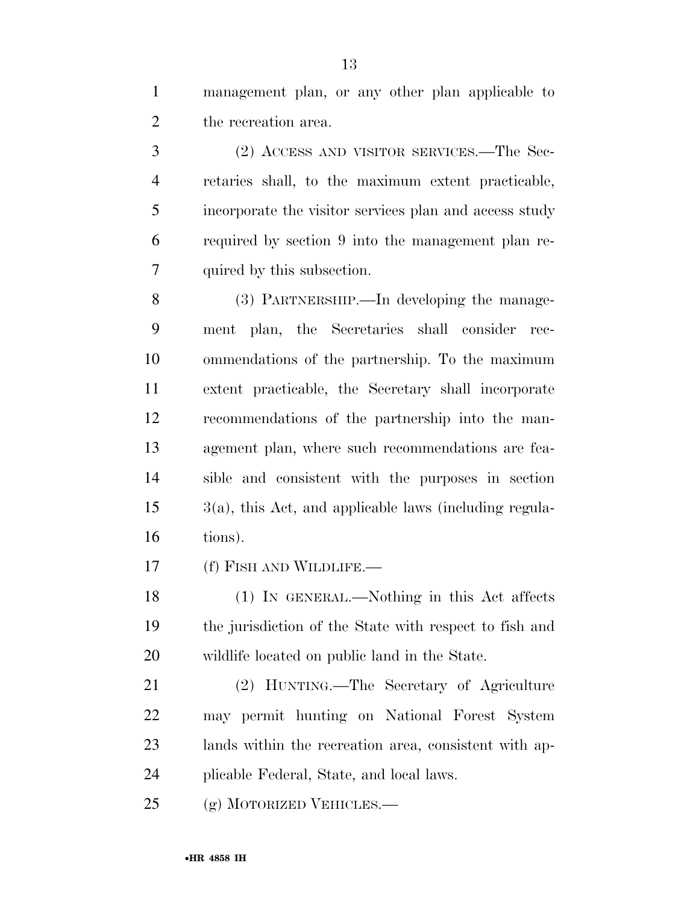management plan, or any other plan applicable to the recreation area.

(2) ACCESS AND VISITOR SERVICES.—The Secretaries shall, to the maximum extent practicable, incorporate the visitor services plan and access study required by section 9 into the management plan required by this subsection.

(3) PARTNERSHIP.—In developing the management plan, the Secretaries shall consider recommendations of the partnership. To the maximum extent practicable, the Secretary shall incorporate recommendations of the partnership into the management plan, where such recommendations are feasible and consistent with the purposes in section 3(a), this Act, and applicable laws (including regulations).

(f) FISH AND WILDLIFE.—

(1) IN GENERAL.—Nothing in this Act affects the jurisdiction of the State with respect to fish and wildlife located on public land in the State.

(2) HUNTING.—The Secretary of Agriculture may permit hunting on National Forest System lands within the recreation area, consistent with applicable Federal, State, and local laws.

(g) MOTORIZED VEHICLES.—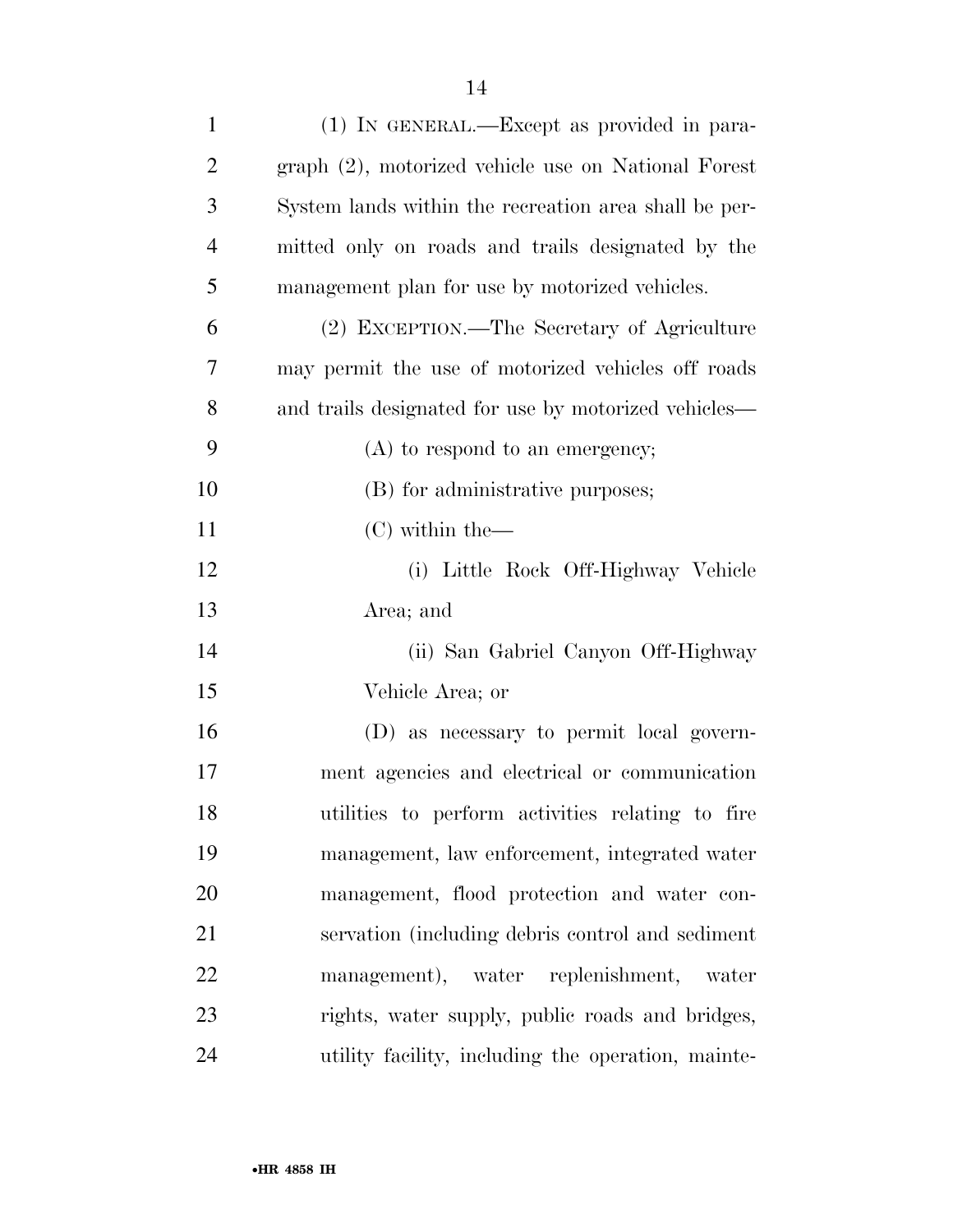(1) IN GENERAL.—Except as provided in paragraph (2), motorized vehicle use on National Forest System lands within the recreation area shall be permitted only on roads and trails designated by the management plan for use by motorized vehicles.

(2) EXCEPTION.—The Secretary of Agriculture may permit the use of motorized vehicles off roads and trails designated for use by motorized vehicles—

(A) to respond to an emergency;

(B) for administrative purposes;

(C) within the—

(i) Little Rock Off-Highway Vehicle Area; and

(ii) San Gabriel Canyon Off-Highway Vehicle Area; or

(D) as necessary to permit local government agencies and electrical or communication utilities to perform activities relating to fire management, law enforcement, integrated water management, flood protection and water conservation (including debris control and sediment management), water replenishment, water rights, water supply, public roads and bridges, utility facility, including the operation, mainte-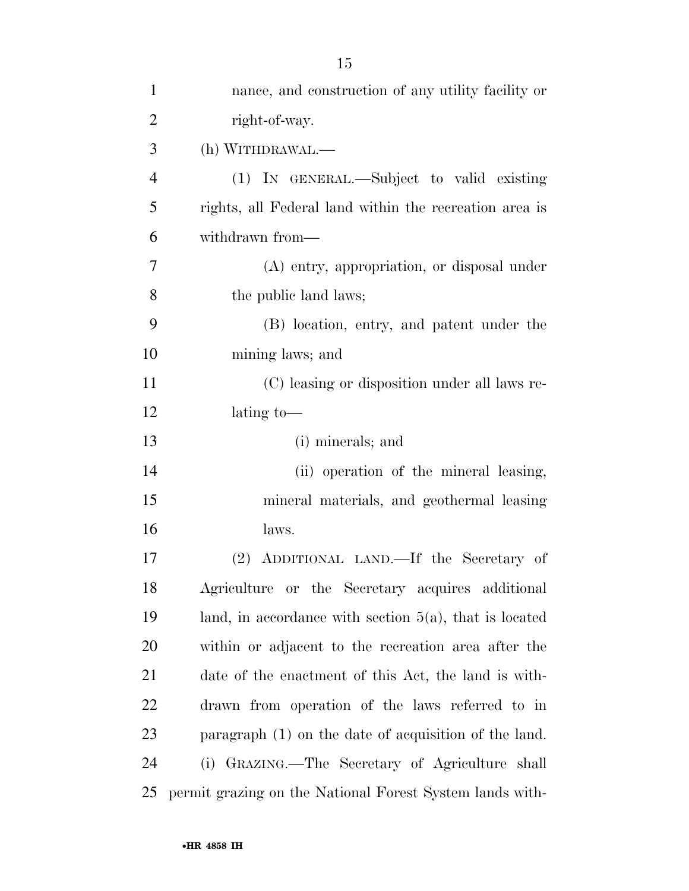nance, and construction of any utility facility or right-of-way.

(h) WITHDRAWAL.—

(1) IN GENERAL.—Subject to valid existing rights, all Federal land within the recreation area is withdrawn from—

(A) entry, appropriation, or disposal under the public land laws;

(B) location, entry, and patent under the mining laws; and

(C) leasing or disposition under all laws relating to—

(i) minerals; and

(ii) operation of the mineral leasing, mineral materials, and geothermal leasing laws.

(2) ADDITIONAL LAND.—If the Secretary of Agriculture or the Secretary acquires additional land, in accordance with section 5(a), that is located within or adjacent to the recreation area after the date of the enactment of this Act, the land is withdrawn from operation of the laws referred to in paragraph (1) on the date of acquisition of the land.

(i) GRAZING.—The Secretary of Agriculture shall permit grazing on the National Forest System lands with-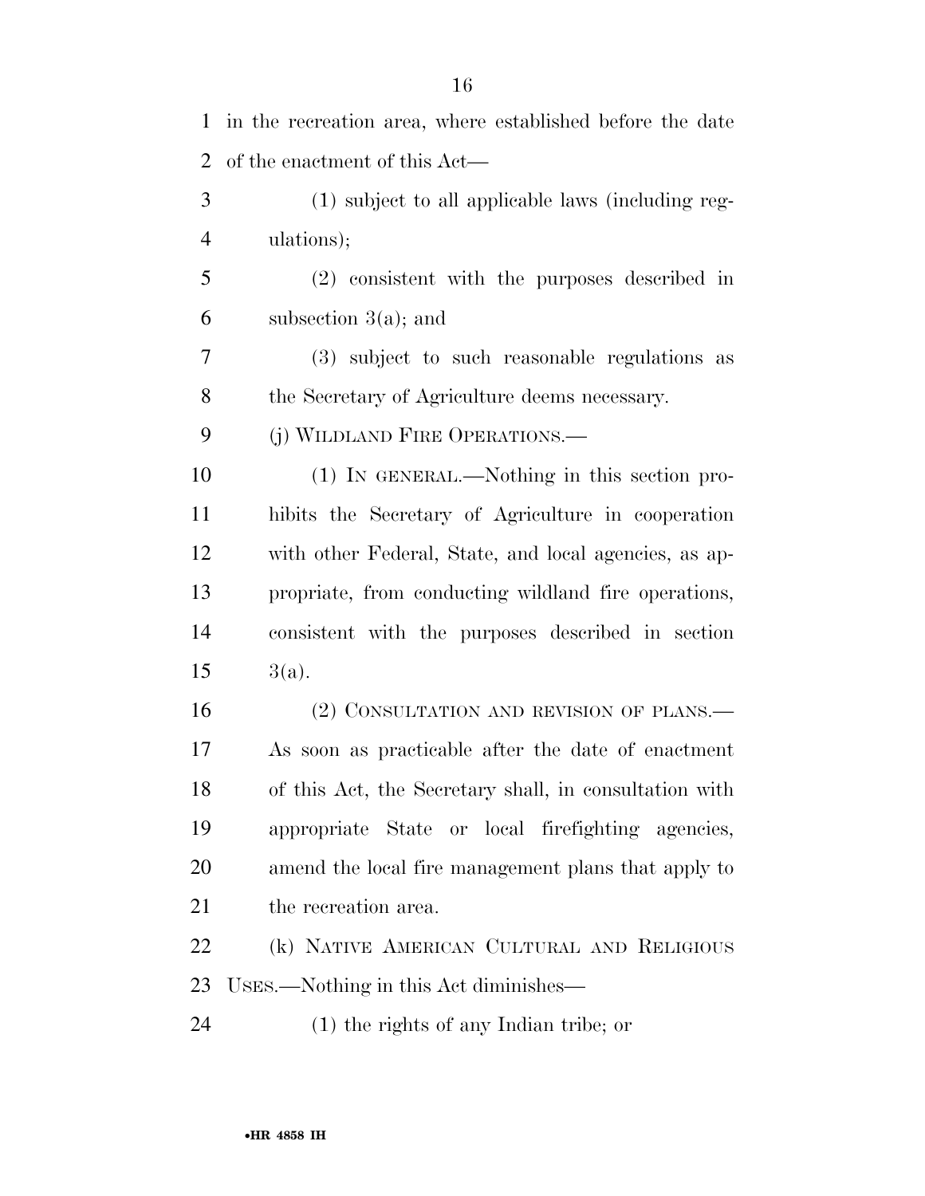in the recreation area, where established before the date of the enactment of this Act—

(1) subject to all applicable laws (including regulations);

(2) consistent with the purposes described in subsection 3(a); and

(3) subject to such reasonable regulations as the Secretary of Agriculture deems necessary.

(j) WILDLAND FIRE OPERATIONS.—

(1) IN GENERAL.—Nothing in this section prohibits the Secretary of Agriculture in cooperation with other Federal, State, and local agencies, as appropriate, from conducting wildland fire operations, consistent with the purposes described in section 3(a).

(2) CONSULTATION AND REVISION OF PLANS.— As soon as practicable after the date of enactment of this Act, the Secretary shall, in consultation with appropriate State or local firefighting agencies, amend the local fire management plans that apply to the recreation area.

(k) NATIVE AMERICAN CULTURAL AND RELIGIOUS USES.—Nothing in this Act diminishes—

(1) the rights of any Indian tribe; or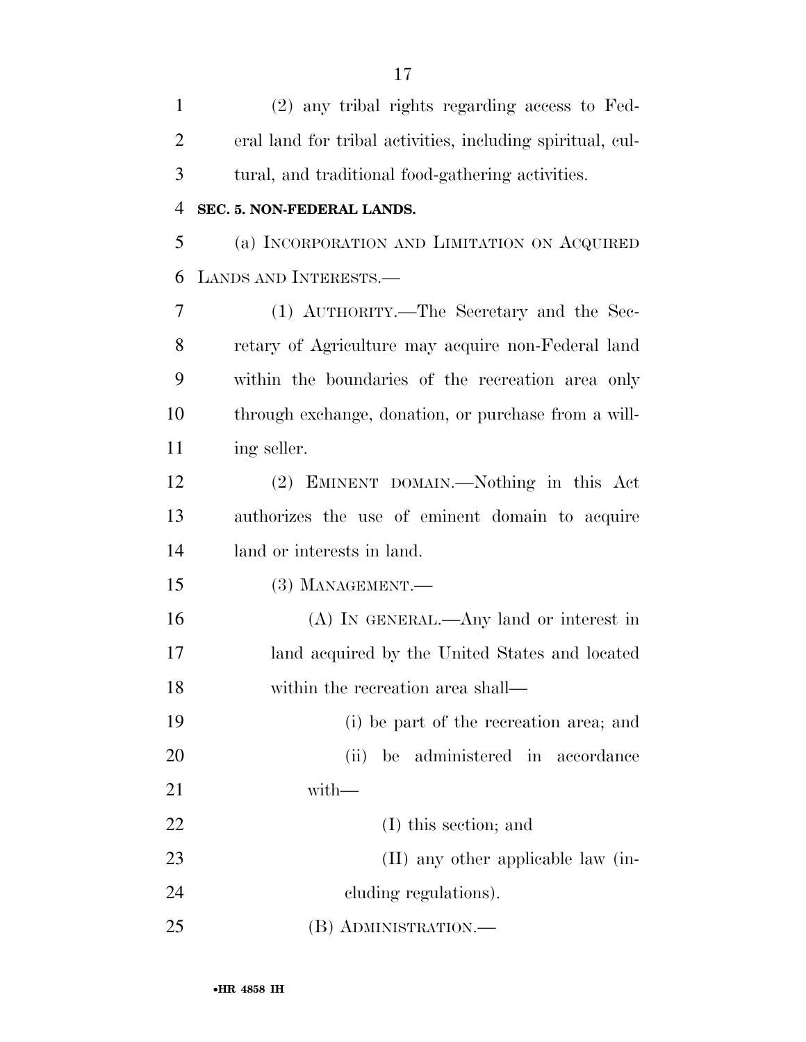(2) any tribal rights regarding access to Federal land for tribal activities, including spiritual, cultural, and traditional food-gathering activities.

**SEC. 5. NON-FEDERAL LANDS.**

(a) INCORPORATION AND LIMITATION ON ACQUIRED LANDS AND INTERESTS.—

(1) AUTHORITY.—The Secretary and the Secretary of Agriculture may acquire non-Federal land within the boundaries of the recreation area only through exchange, donation, or purchase from a willing seller.

(2) EMINENT DOMAIN.—Nothing in this Act authorizes the use of eminent domain to acquire land or interests in land.

(3) MANAGEMENT.—

(A) IN GENERAL.—Any land or interest in land acquired by the United States and located within the recreation area shall—

(i) be part of the recreation area; and

(ii) be administered in accordance with—

(I) this section; and

(II) any other applicable law (including regulations).

(B) ADMINISTRATION.—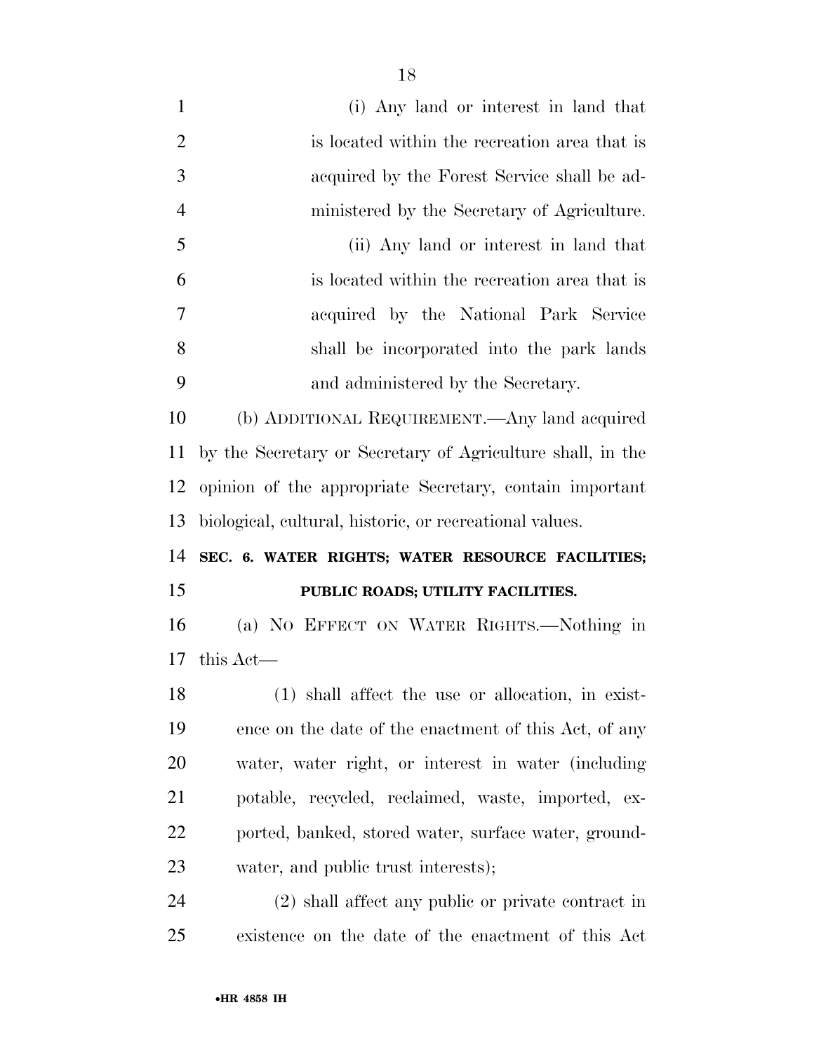(i) Any land or interest in land that is located within the recreation area that is acquired by the Forest Service shall be administered by the Secretary of Agriculture.

(ii) Any land or interest in land that is located within the recreation area that is acquired by the National Park Service shall be incorporated into the park lands and administered by the Secretary.

(b) ADDITIONAL REQUIREMENT.—Any land acquired by the Secretary or Secretary of Agriculture shall, in the opinion of the appropriate Secretary, contain important biological, cultural, historic, or recreational values.

## SEC. 6. WATER RIGHTS; WATER RESOURCE FACILITIES; PUBLIC ROADS; UTILITY FACILITIES.

(a) NO EFFECT ON WATER RIGHTS.—Nothing in this Act—

(1) shall affect the use or allocation, in existence on the date of the enactment of this Act, of any water, water right, or interest in water (including potable, recycled, reclaimed, waste, imported, exported, banked, stored water, surface water, groundwater, and public trust interests);

(2) shall affect any public or private contract in existence on the date of the enactment of this Act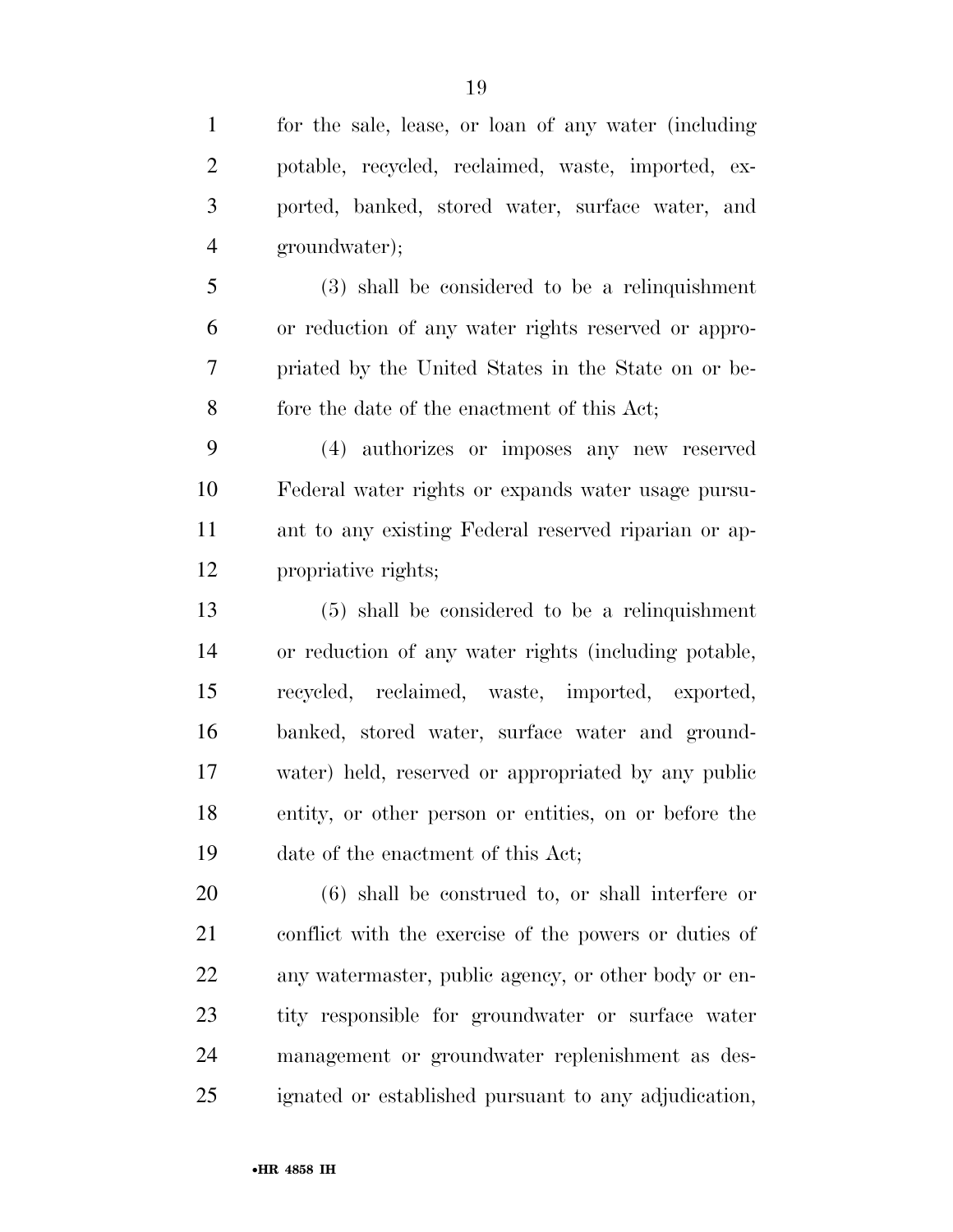for the sale, lease, or loan of any water (including potable, recycled, reclaimed, waste, imported, exported, banked, stored water, surface water, and groundwater);

(3) shall be considered to be a relinquishment or reduction of any water rights reserved or appropriated by the United States in the State on or before the date of the enactment of this Act;

(4) authorizes or imposes any new reserved Federal water rights or expands water usage pursuant to any existing Federal reserved riparian or appropriative rights;

(5) shall be considered to be a relinquishment or reduction of any water rights (including potable, recycled, reclaimed, waste, imported, exported, banked, stored water, surface water and groundwater) held, reserved or appropriated by any public entity, or other person or entities, on or before the date of the enactment of this Act;

(6) shall be construed to, or shall interfere or conflict with the exercise of the powers or duties of any watermaster, public agency, or other body or entity responsible for groundwater or surface water management or groundwater replenishment as designated or established pursuant to any adjudication,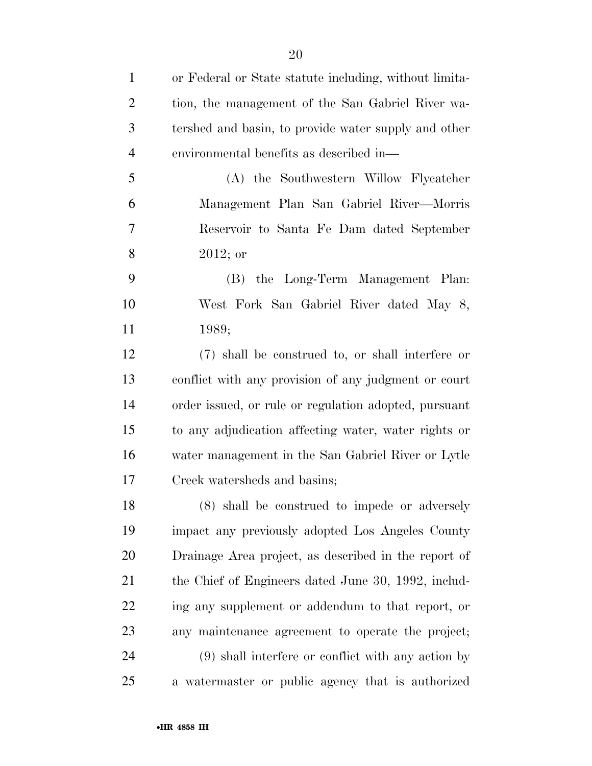or Federal or State statute including, without limitation, the management of the San Gabriel River watershed and basin, to provide water supply and other environmental benefits as described in—

(A) the Southwestern Willow Flycatcher Management Plan San Gabriel River—Morris Reservoir to Santa Fe Dam dated September 2012; or

(B) the Long-Term Management Plan: West Fork San Gabriel River dated May 8, 1989;

(7) shall be construed to, or shall interfere or conflict with any provision of any judgment or court order issued, or rule or regulation adopted, pursuant to any adjudication affecting water, water rights or water management in the San Gabriel River or Lytle Creek watersheds and basins;

(8) shall be construed to impede or adversely impact any previously adopted Los Angeles County Drainage Area project, as described in the report of the Chief of Engineers dated June 30, 1992, including any supplement or addendum to that report, or any maintenance agreement to operate the project;

(9) shall interfere or conflict with any action by a watermaster or public agency that is authorized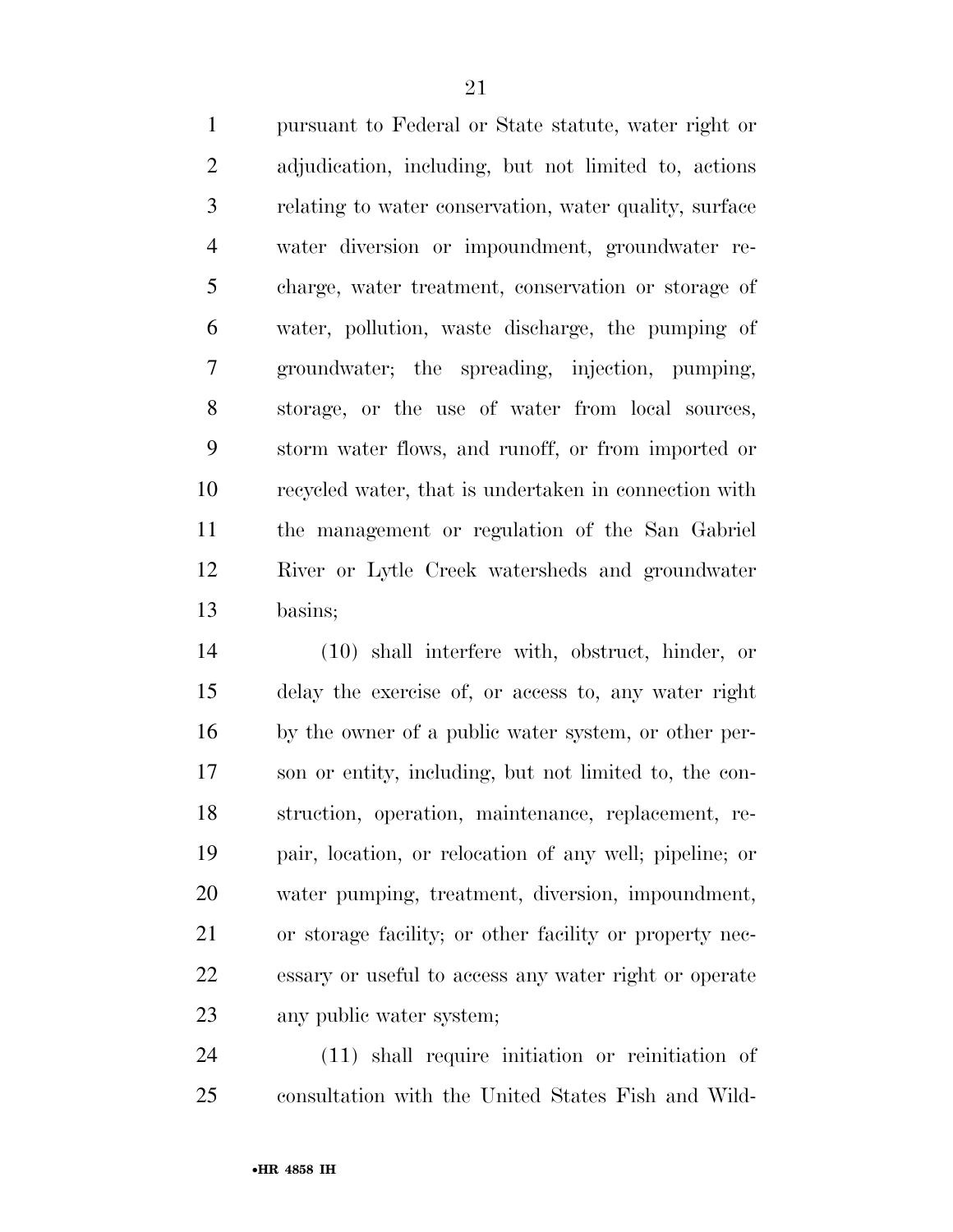pursuant to Federal or State statute, water right or adjudication, including, but not limited to, actions relating to water conservation, water quality, surface water diversion or impoundment, groundwater recharge, water treatment, conservation or storage of water, pollution, waste discharge, the pumping of groundwater; the spreading, injection, pumping, storage, or the use of water from local sources, storm water flows, and runoff, or from imported or recycled water, that is undertaken in connection with the management or regulation of the San Gabriel River or Lytle Creek watersheds and groundwater basins;

(10) shall interfere with, obstruct, hinder, or delay the exercise of, or access to, any water right by the owner of a public water system, or other person or entity, including, but not limited to, the construction, operation, maintenance, replacement, repair, location, or relocation of any well; pipeline; or water pumping, treatment, diversion, impoundment, or storage facility; or other facility or property necessary or useful to access any water right or operate any public water system;

(11) shall require initiation or reinitiation of consultation with the United States Fish and Wild-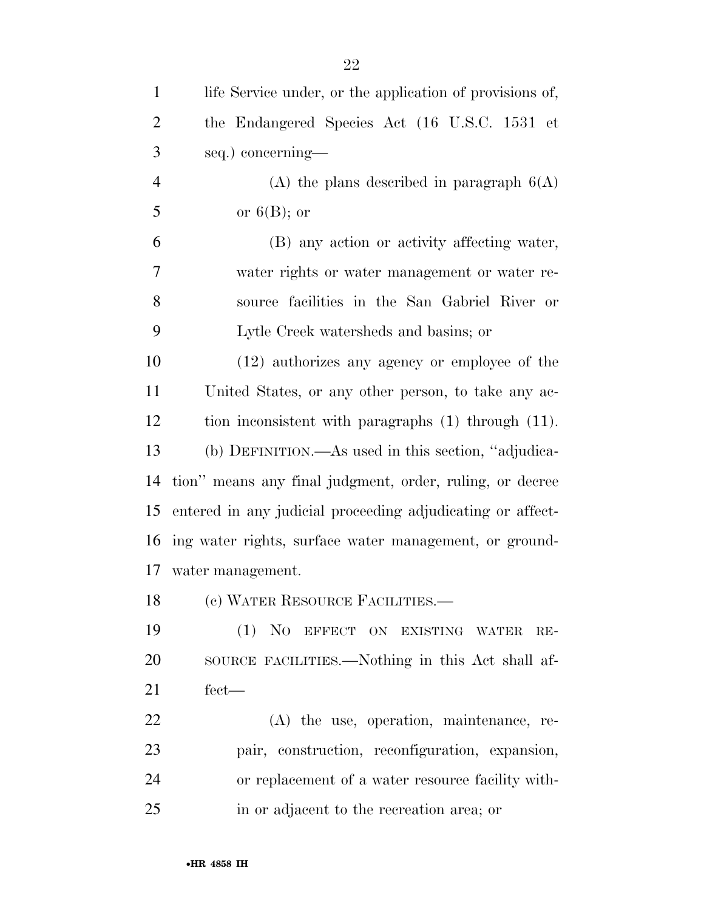life Service under, or the application of provisions of, the Endangered Species Act (16 U.S.C. 1531 et seq.) concerning—

(A) the plans described in paragraph 6(A) or 6(B); or

(B) any action or activity affecting water, water rights or water management or water resource facilities in the San Gabriel River or Lytle Creek watersheds and basins; or

(12) authorizes any agency or employee of the United States, or any other person, to take any action inconsistent with paragraphs (1) through (11).

(b) DEFINITION.—As used in this section, "adjudication" means any final judgment, order, ruling, or decree entered in any judicial proceeding adjudicating or affecting water rights, surface water management, or groundwater management.

(c) WATER RESOURCE FACILITIES.—

(1) NO EFFECT ON EXISTING WATER RESOURCE FACILITIES.—Nothing in this Act shall affect—

(A) the use, operation, maintenance, repair, construction, reconfiguration, expansion, or replacement of a water resource facility within or adjacent to the recreation area; or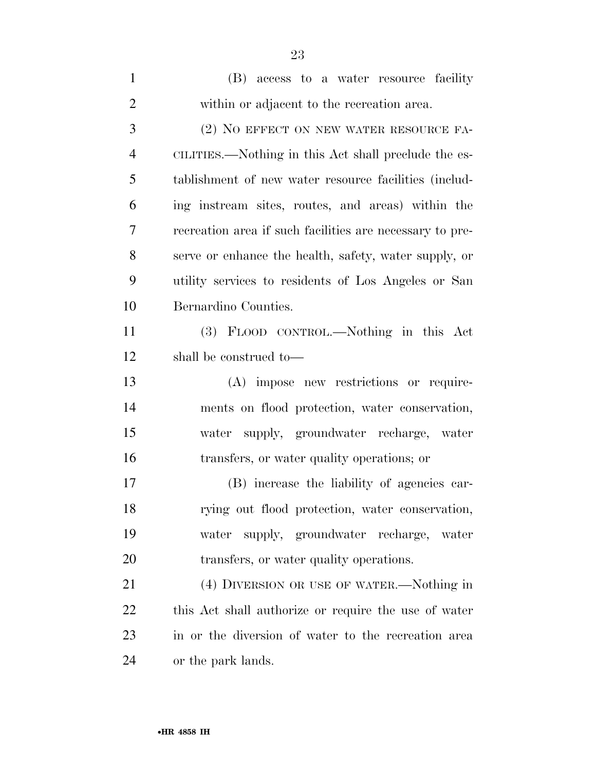(B) access to a water resource facility within or adjacent to the recreation area.

(2) NO EFFECT ON NEW WATER RESOURCE FACILITIES.—Nothing in this Act shall preclude the establishment of new water resource facilities (including instream sites, routes, and areas) within the recreation area if such facilities are necessary to preserve or enhance the health, safety, water supply, or utility services to residents of Los Angeles or San Bernardino Counties.

(3) FLOOD CONTROL.—Nothing in this Act shall be construed to—

(A) impose new restrictions or requirements on flood protection, water conservation, water supply, groundwater recharge, water transfers, or water quality operations; or

(B) increase the liability of agencies carrying out flood protection, water conservation, water supply, groundwater recharge, water transfers, or water quality operations.

(4) DIVERSION OR USE OF WATER.—Nothing in this Act shall authorize or require the use of water in or the diversion of water to the recreation area or the park lands.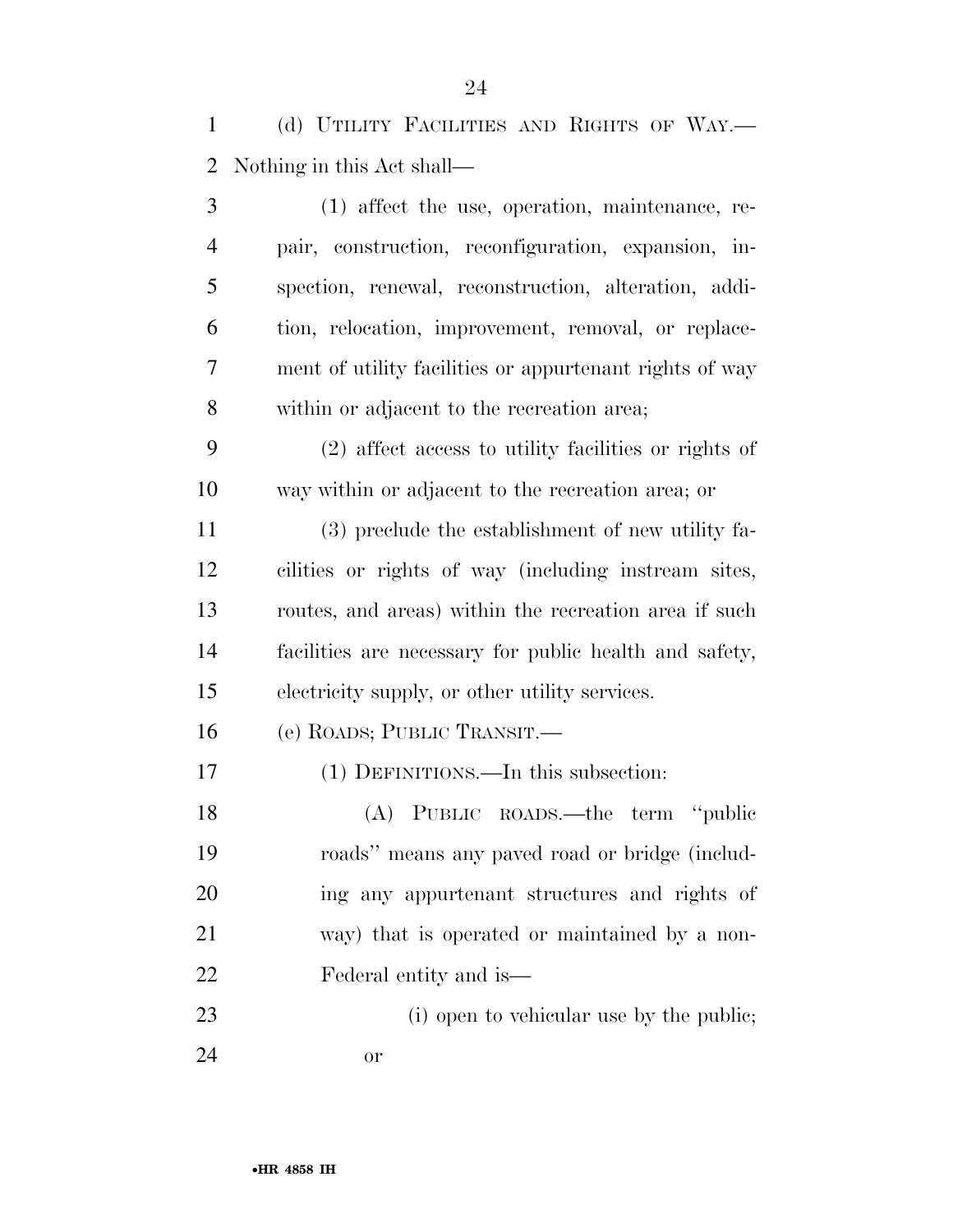(d) UTILITY FACILITIES AND RIGHTS OF WAY.—Nothing in this Act shall—

(1) affect the use, operation, maintenance, repair, construction, reconfiguration, expansion, inspection, renewal, reconstruction, alteration, addition, relocation, improvement, removal, or replacement of utility facilities or appurtenant rights of way within or adjacent to the recreation area;

(2) affect access to utility facilities or rights of way within or adjacent to the recreation area; or

(3) preclude the establishment of new utility facilities or rights of way (including instream sites, routes, and areas) within the recreation area if such facilities are necessary for public health and safety, electricity supply, or other utility services.

(e) ROADS; PUBLIC TRANSIT.—

(1) DEFINITIONS.—In this subsection:

(A) PUBLIC ROADS.—the term ''public roads'' means any paved road or bridge (including any appurtenant structures and rights of way) that is operated or maintained by a non-Federal entity and is—

(i) open to vehicular use by the public; or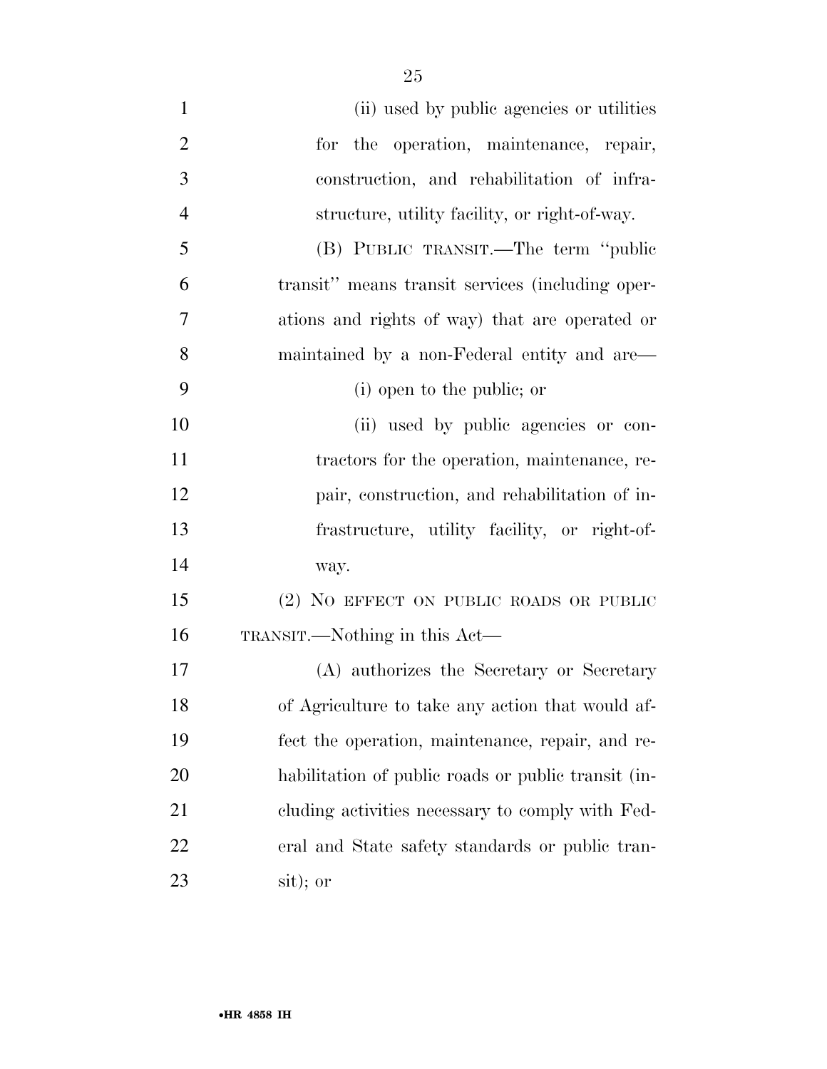(ii) used by public agencies or utilities for the operation, maintenance, repair, construction, and rehabilitation of infrastructure, utility facility, or right-of-way.

(B) PUBLIC TRANSIT.—The term ''public transit'' means transit services (including operations and rights of way) that are operated or maintained by a non-Federal entity and are—

(i) open to the public; or

(ii) used by public agencies or contractors for the operation, maintenance, repair, construction, and rehabilitation of infrastructure, utility facility, or right-of-way.

(2) NO EFFECT ON PUBLIC ROADS OR PUBLIC TRANSIT.—Nothing in this Act—

(A) authorizes the Secretary or Secretary of Agriculture to take any action that would affect the operation, maintenance, repair, and rehabilitation of public roads or public transit (including activities necessary to comply with Federal and State safety standards or public transit); or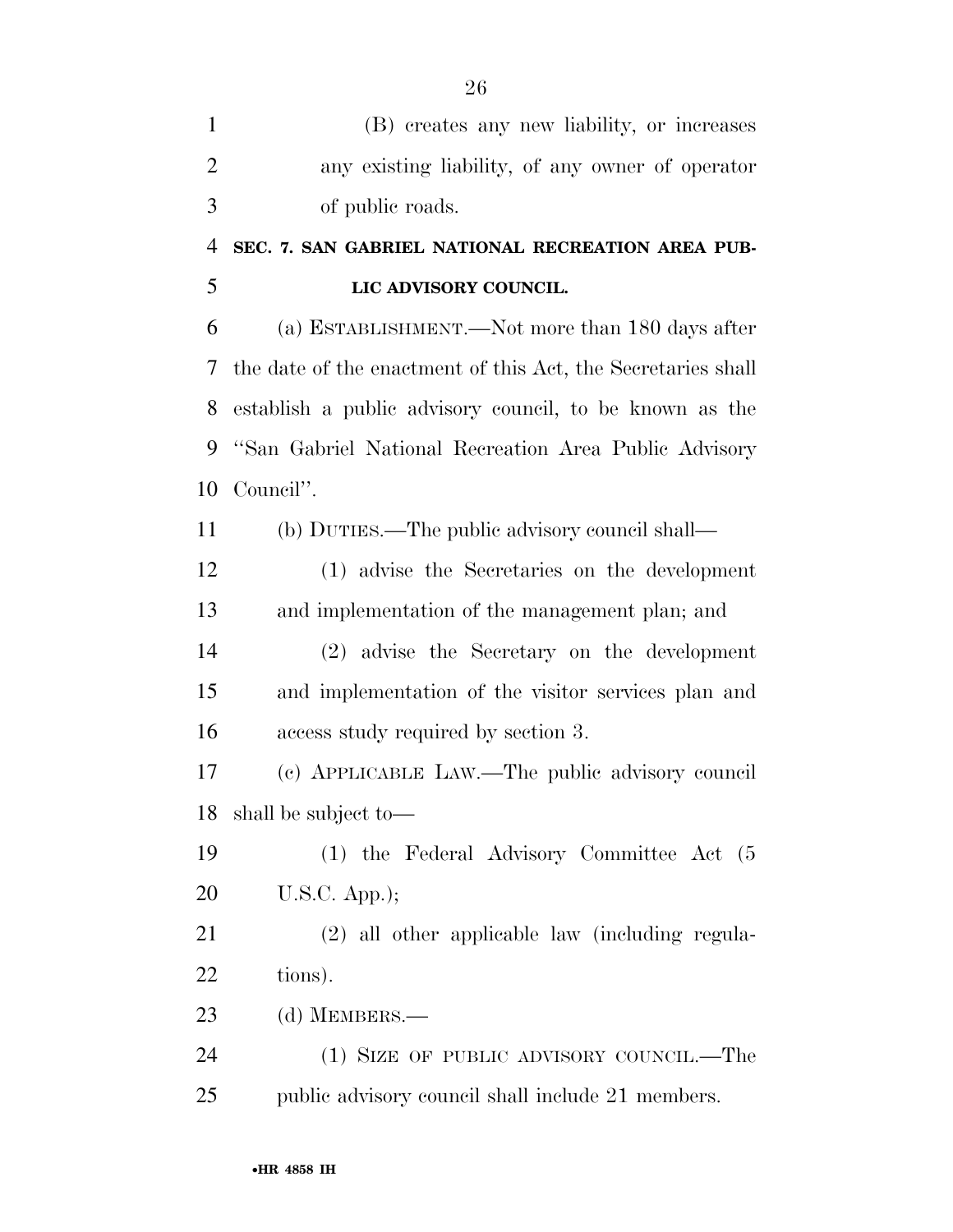(B) creates any new liability, or increases any existing liability, of any owner of operator of public roads.

## SEC. 7. SAN GABRIEL NATIONAL RECREATION AREA PUBLIC ADVISORY COUNCIL.

(a) ESTABLISHMENT.—Not more than 180 days after the date of the enactment of this Act, the Secretaries shall establish a public advisory council, to be known as the "San Gabriel National Recreation Area Public Advisory Council".

(b) DUTIES.—The public advisory council shall—

(1) advise the Secretaries on the development and implementation of the management plan; and

(2) advise the Secretary on the development and implementation of the visitor services plan and access study required by section 3.

(c) APPLICABLE LAW.—The public advisory council shall be subject to—

(1) the Federal Advisory Committee Act (5 U.S.C. App.);

(2) all other applicable law (including regulations).

(d) MEMBERS.—

(1) SIZE OF PUBLIC ADVISORY COUNCIL.—The public advisory council shall include 21 members.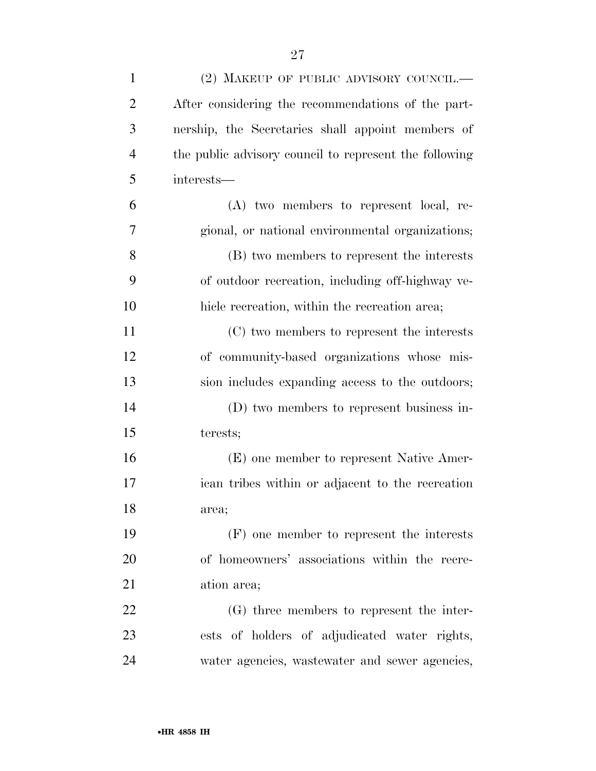(2) MAKEUP OF PUBLIC ADVISORY COUNCIL.—After considering the recommendations of the partnership, the Secretaries shall appoint members of the public advisory council to represent the following interests—

(A) two members to represent local, regional, or national environmental organizations;

(B) two members to represent the interests of outdoor recreation, including off-highway vehicle recreation, within the recreation area;

(C) two members to represent the interests of community-based organizations whose mission includes expanding access to the outdoors;

(D) two members to represent business interests;

(E) one member to represent Native American tribes within or adjacent to the recreation area;

(F) one member to represent the interests of homeowners' associations within the recreation area;

(G) three members to represent the interests of holders of adjudicated water rights, water agencies, wastewater and sewer agencies,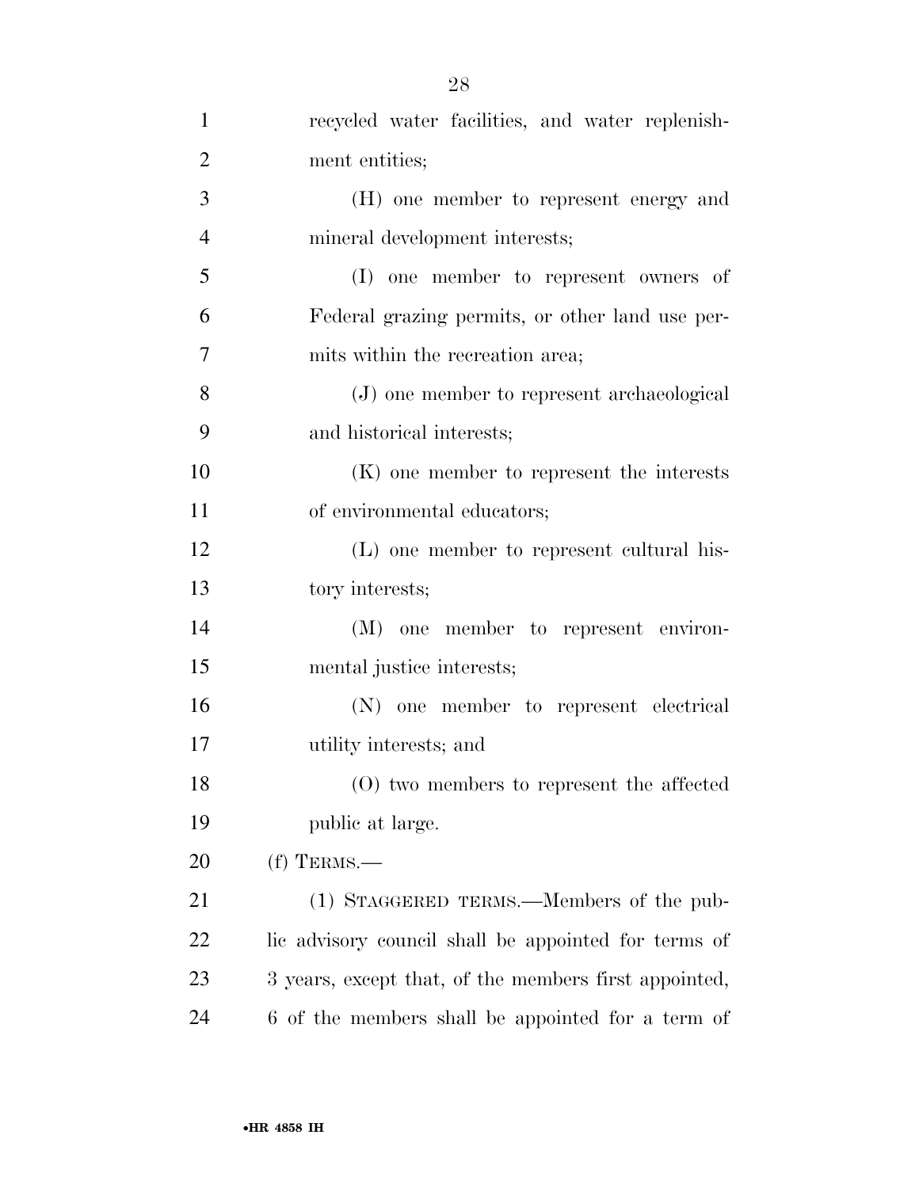recycled water facilities, and water replenishment entities;

(H) one member to represent energy and mineral development interests;

(I) one member to represent owners of Federal grazing permits, or other land use permits within the recreation area;

(J) one member to represent archaeological and historical interests;

(K) one member to represent the interests of environmental educators;

(L) one member to represent cultural history interests;

(M) one member to represent environmental justice interests;

(N) one member to represent electrical utility interests; and

(O) two members to represent the affected public at large.

(f) TERMS.—

(1) STAGGERED TERMS.—Members of the public advisory council shall be appointed for terms of 3 years, except that, of the members first appointed, 6 of the members shall be appointed for a term of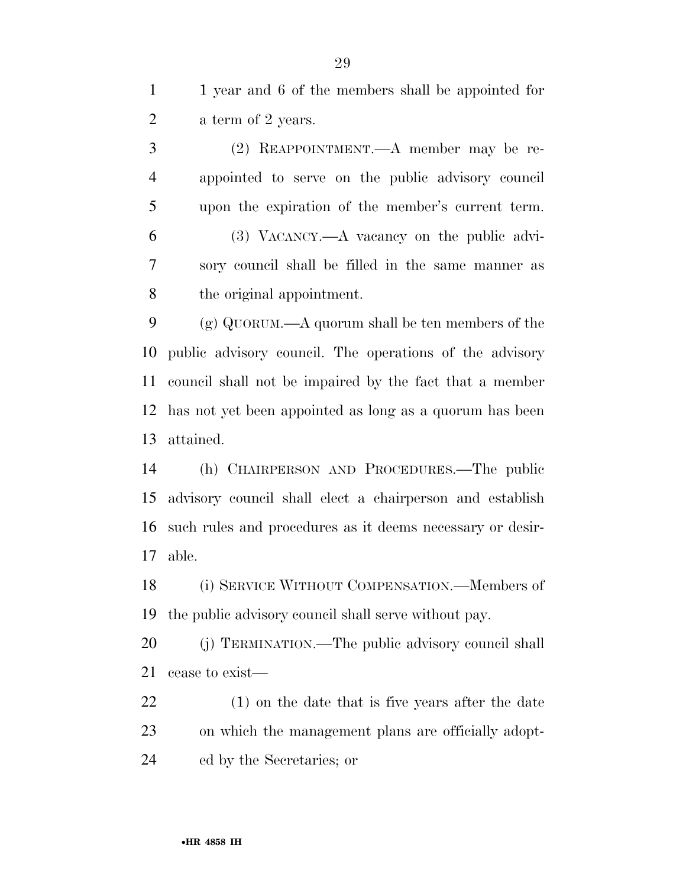1 year and 6 of the members shall be appointed for a term of 2 years.

(2) REAPPOINTMENT.—A member may be reappointed to serve on the public advisory council upon the expiration of the member's current term.

(3) VACANCY.—A vacancy on the public advisory council shall be filled in the same manner as the original appointment.

(g) QUORUM.—A quorum shall be ten members of the public advisory council. The operations of the advisory council shall not be impaired by the fact that a member has not yet been appointed as long as a quorum has been attained.

(h) CHAIRPERSON AND PROCEDURES.—The public advisory council shall elect a chairperson and establish such rules and procedures as it deems necessary or desirable.

(i) SERVICE WITHOUT COMPENSATION.—Members of the public advisory council shall serve without pay.

(j) TERMINATION.—The public advisory council shall cease to exist—

(1) on the date that is five years after the date on which the management plans are officially adopted by the Secretaries; or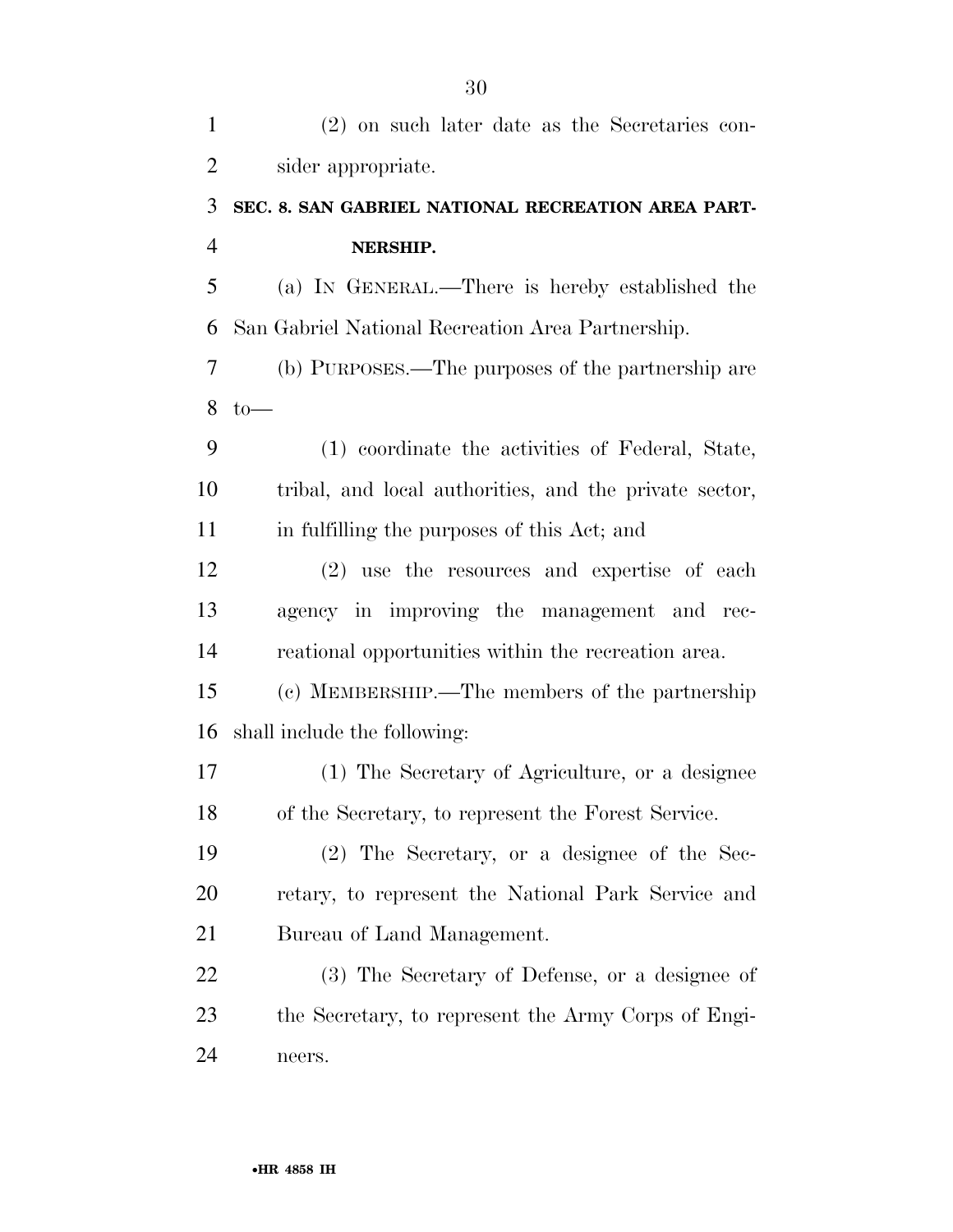(2) on such later date as the Secretaries consider appropriate.

## SEC. 8. SAN GABRIEL NATIONAL RECREATION AREA PARTNERSHIP.

(a) IN GENERAL.—There is hereby established the San Gabriel National Recreation Area Partnership.

(b) PURPOSES.—The purposes of the partnership are to—

(1) coordinate the activities of Federal, State, tribal, and local authorities, and the private sector, in fulfilling the purposes of this Act; and

(2) use the resources and expertise of each agency in improving the management and recreational opportunities within the recreation area.

(c) MEMBERSHIP.—The members of the partnership shall include the following:

(1) The Secretary of Agriculture, or a designee of the Secretary, to represent the Forest Service.

(2) The Secretary, or a designee of the Secretary, to represent the National Park Service and Bureau of Land Management.

(3) The Secretary of Defense, or a designee of the Secretary, to represent the Army Corps of Engineers.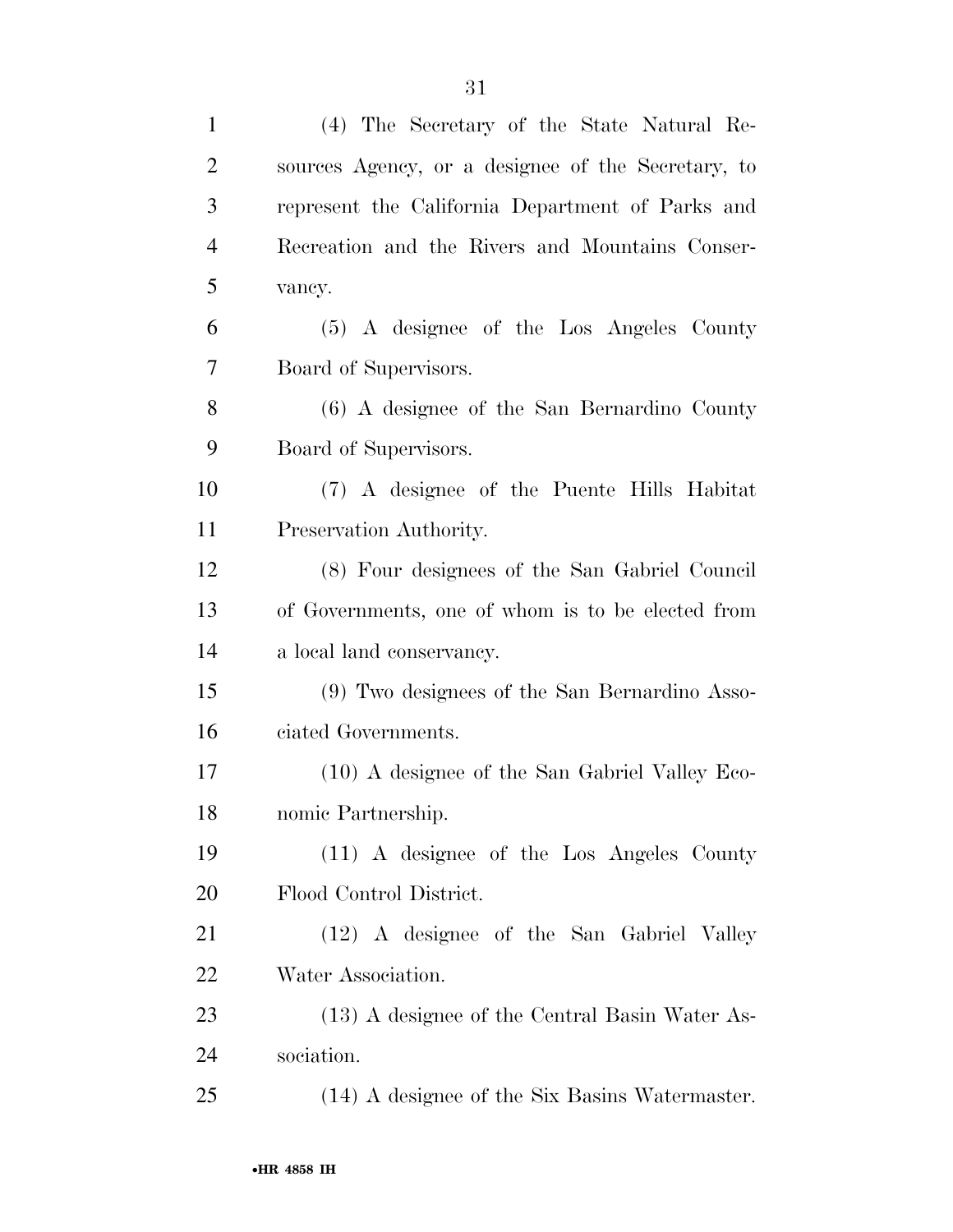(4) The Secretary of the State Natural Resources Agency, or a designee of the Secretary, to represent the California Department of Parks and Recreation and the Rivers and Mountains Conservancy.

(5) A designee of the Los Angeles County Board of Supervisors.

(6) A designee of the San Bernardino County Board of Supervisors.

(7) A designee of the Puente Hills Habitat Preservation Authority.

(8) Four designees of the San Gabriel Council of Governments, one of whom is to be elected from a local land conservancy.

(9) Two designees of the San Bernardino Associated Governments.

(10) A designee of the San Gabriel Valley Economic Partnership.

(11) A designee of the Los Angeles County Flood Control District.

(12) A designee of the San Gabriel Valley Water Association.

(13) A designee of the Central Basin Water Association.

(14) A designee of the Six Basins Watermaster.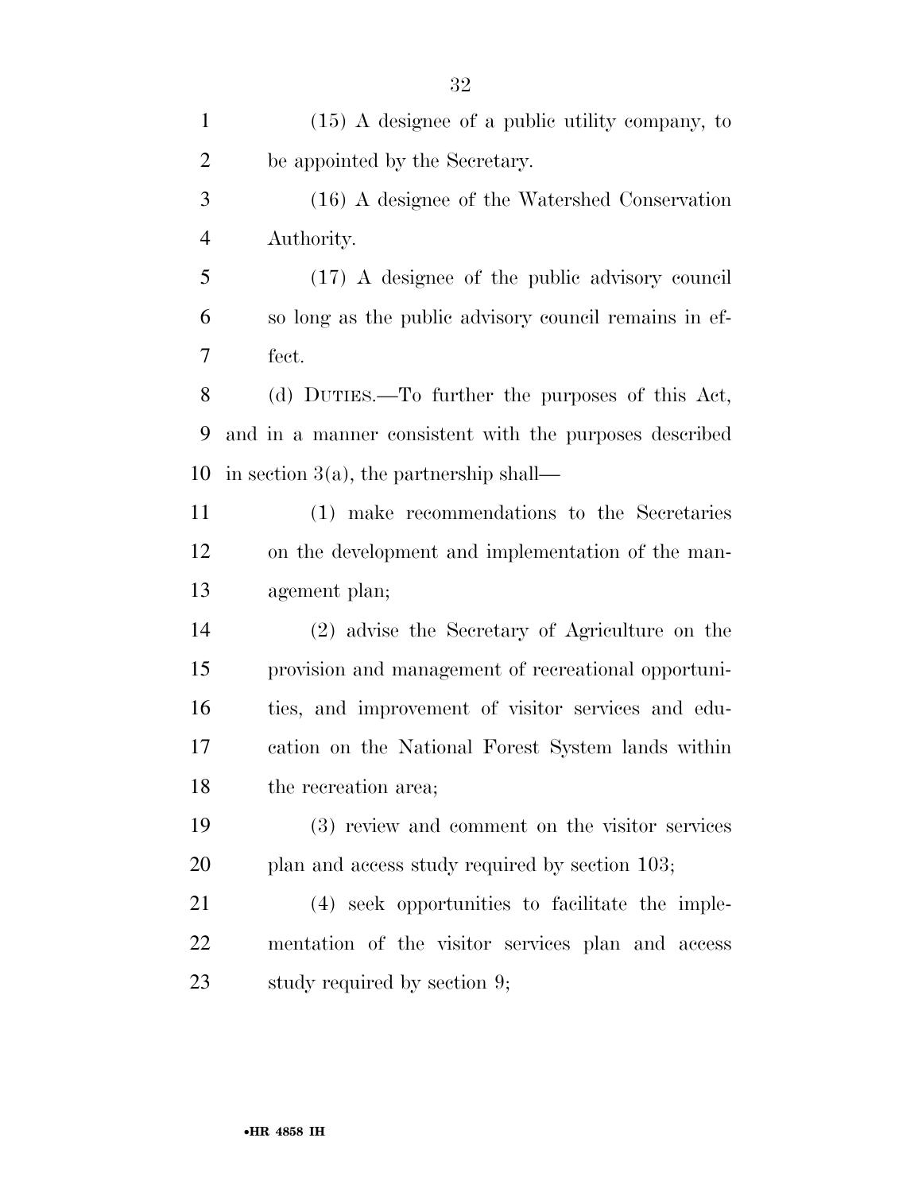(15) A designee of a public utility company, to be appointed by the Secretary.

(16) A designee of the Watershed Conservation Authority.

(17) A designee of the public advisory council so long as the public advisory council remains in effect.

(d) DUTIES.—To further the purposes of this Act, and in a manner consistent with the purposes described in section 3(a), the partnership shall—

(1) make recommendations to the Secretaries on the development and implementation of the management plan;

(2) advise the Secretary of Agriculture on the provision and management of recreational opportunities, and improvement of visitor services and education on the National Forest System lands within the recreation area;

(3) review and comment on the visitor services plan and access study required by section 103;

(4) seek opportunities to facilitate the implementation of the visitor services plan and access study required by section 9;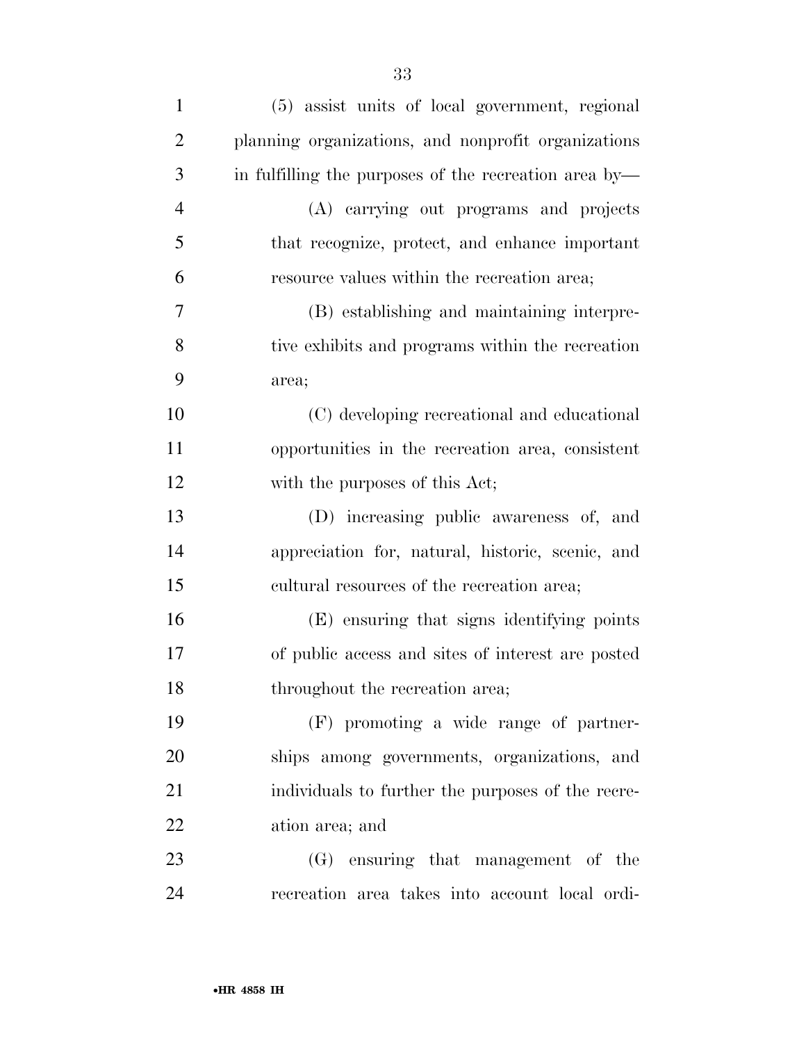(5) assist units of local government, regional planning organizations, and nonprofit organizations in fulfilling the purposes of the recreation area by—

(A) carrying out programs and projects that recognize, protect, and enhance important resource values within the recreation area;

(B) establishing and maintaining interpretive exhibits and programs within the recreation area;

(C) developing recreational and educational opportunities in the recreation area, consistent with the purposes of this Act;

(D) increasing public awareness of, and appreciation for, natural, historic, scenic, and cultural resources of the recreation area;

(E) ensuring that signs identifying points of public access and sites of interest are posted throughout the recreation area;

(F) promoting a wide range of partnerships among governments, organizations, and individuals to further the purposes of the recreation area; and

(G) ensuring that management of the recreation area takes into account local ordi-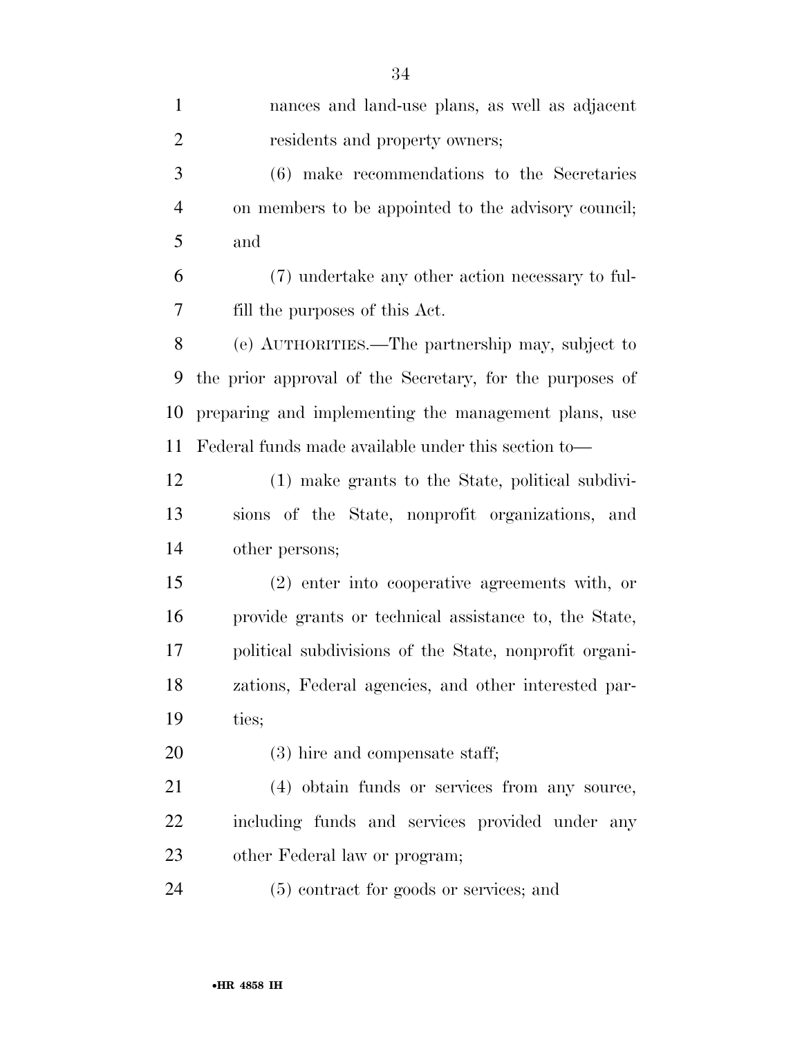nances and land-use plans, as well as adjacent residents and property owners;

(6) make recommendations to the Secretaries on members to be appointed to the advisory council; and

(7) undertake any other action necessary to fulfill the purposes of this Act.

(e) AUTHORITIES.—The partnership may, subject to the prior approval of the Secretary, for the purposes of preparing and implementing the management plans, use Federal funds made available under this section to—

(1) make grants to the State, political subdivisions of the State, nonprofit organizations, and other persons;

(2) enter into cooperative agreements with, or provide grants or technical assistance to, the State, political subdivisions of the State, nonprofit organizations, Federal agencies, and other interested parties;

(3) hire and compensate staff;

(4) obtain funds or services from any source, including funds and services provided under any other Federal law or program;

(5) contract for goods or services; and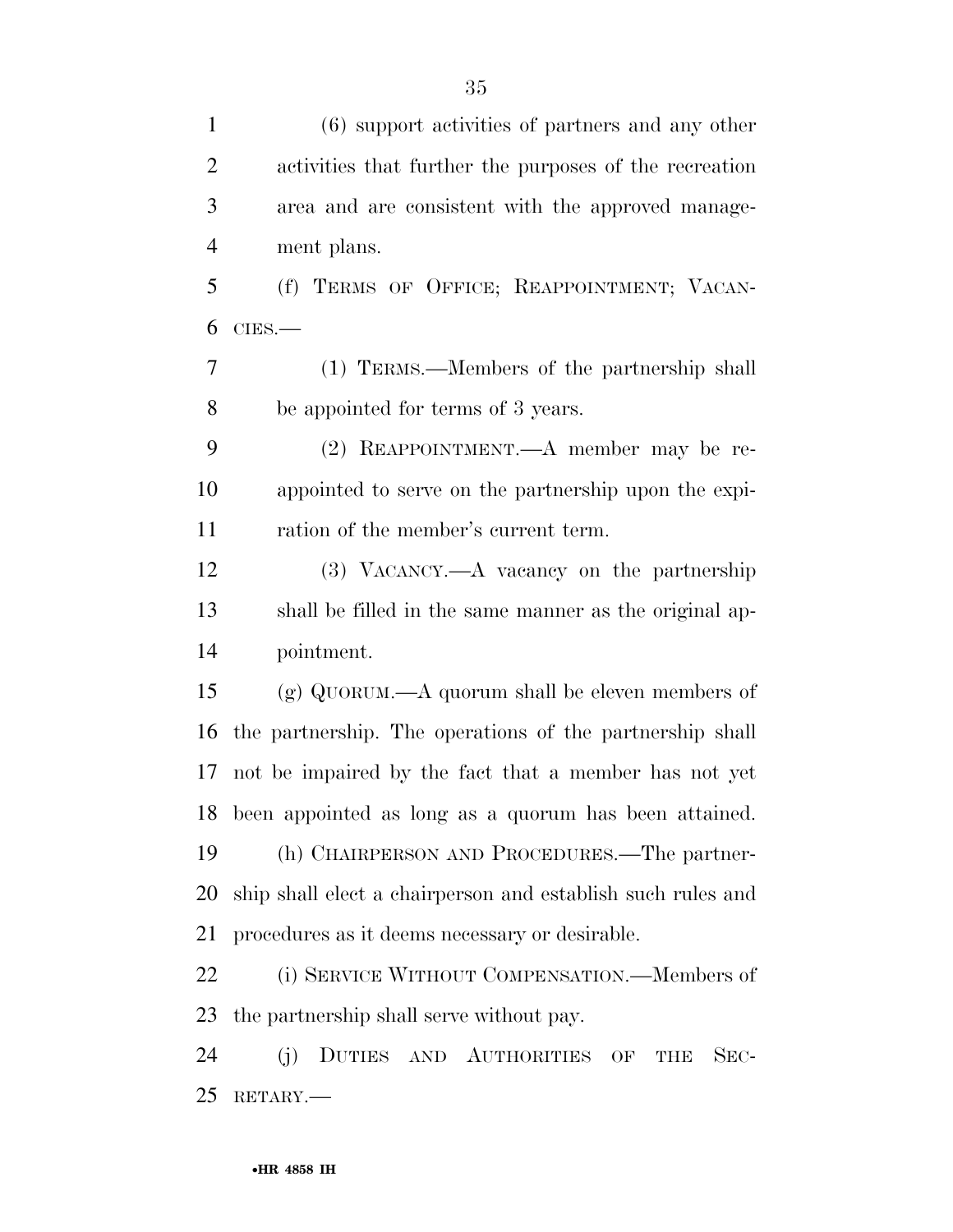(6) support activities of partners and any other activities that further the purposes of the recreation area and are consistent with the approved management plans.

(f) TERMS OF OFFICE; REAPPOINTMENT; VACANCIES.—

(1) TERMS.—Members of the partnership shall be appointed for terms of 3 years.

(2) REAPPOINTMENT.—A member may be reappointed to serve on the partnership upon the expiration of the member's current term.

(3) VACANCY.—A vacancy on the partnership shall be filled in the same manner as the original appointment.

(g) QUORUM.—A quorum shall be eleven members of the partnership. The operations of the partnership shall not be impaired by the fact that a member has not yet been appointed as long as a quorum has been attained.

(h) CHAIRPERSON AND PROCEDURES.—The partnership shall elect a chairperson and establish such rules and procedures as it deems necessary or desirable.

(i) SERVICE WITHOUT COMPENSATION.—Members of the partnership shall serve without pay.

(j) DUTIES AND AUTHORITIES OF THE SECRETARY.—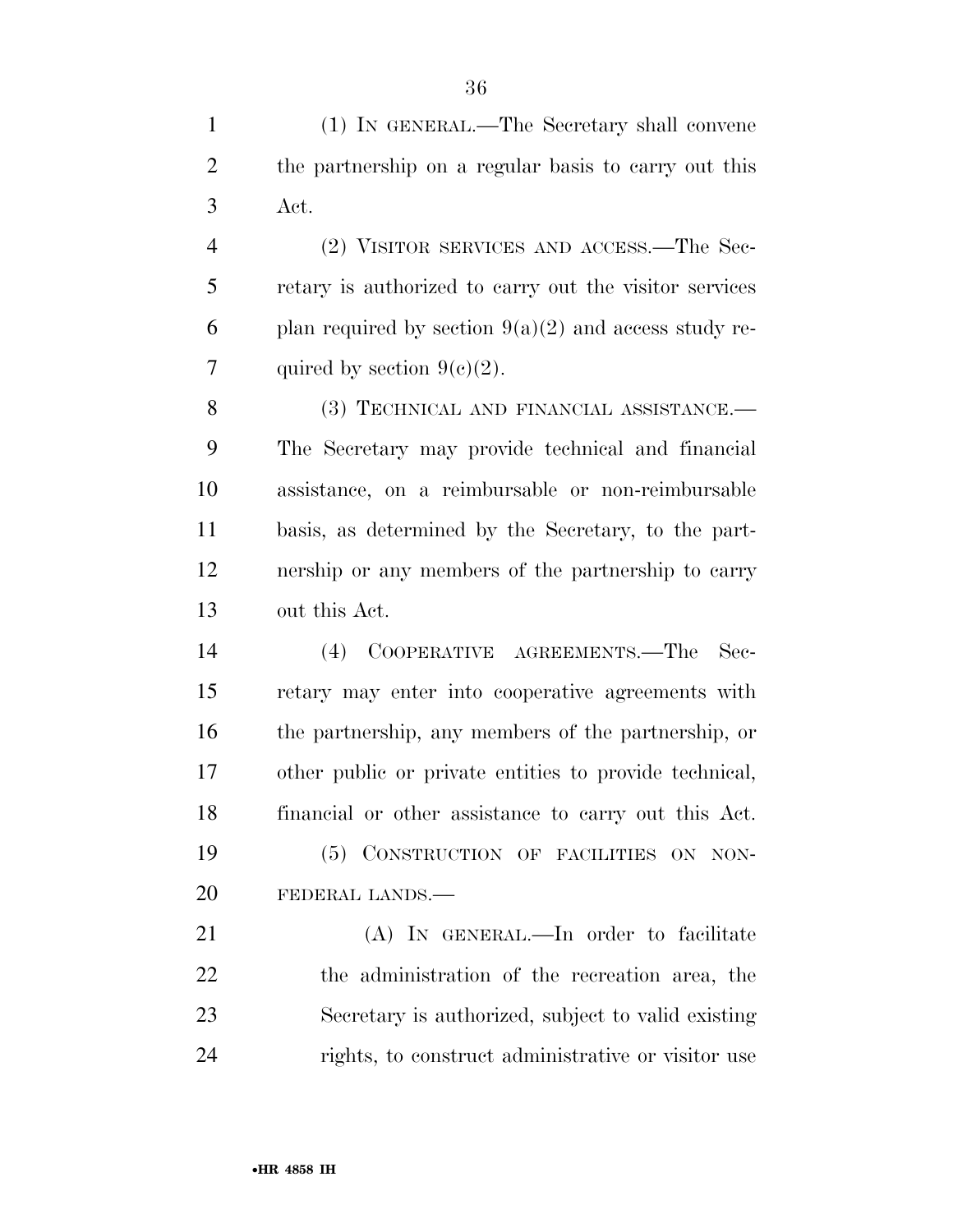(1) IN GENERAL.—The Secretary shall convene the partnership on a regular basis to carry out this Act.

(2) VISITOR SERVICES AND ACCESS.—The Secretary is authorized to carry out the visitor services plan required by section 9(a)(2) and access study required by section 9(c)(2).

(3) TECHNICAL AND FINANCIAL ASSISTANCE.—The Secretary may provide technical and financial assistance, on a reimbursable or non-reimbursable basis, as determined by the Secretary, to the partnership or any members of the partnership to carry out this Act.

(4) COOPERATIVE AGREEMENTS.—The Secretary may enter into cooperative agreements with the partnership, any members of the partnership, or other public or private entities to provide technical, financial or other assistance to carry out this Act.

(5) CONSTRUCTION OF FACILITIES ON NON-FEDERAL LANDS.—

(A) IN GENERAL.—In order to facilitate the administration of the recreation area, the Secretary is authorized, subject to valid existing rights, to construct administrative or visitor use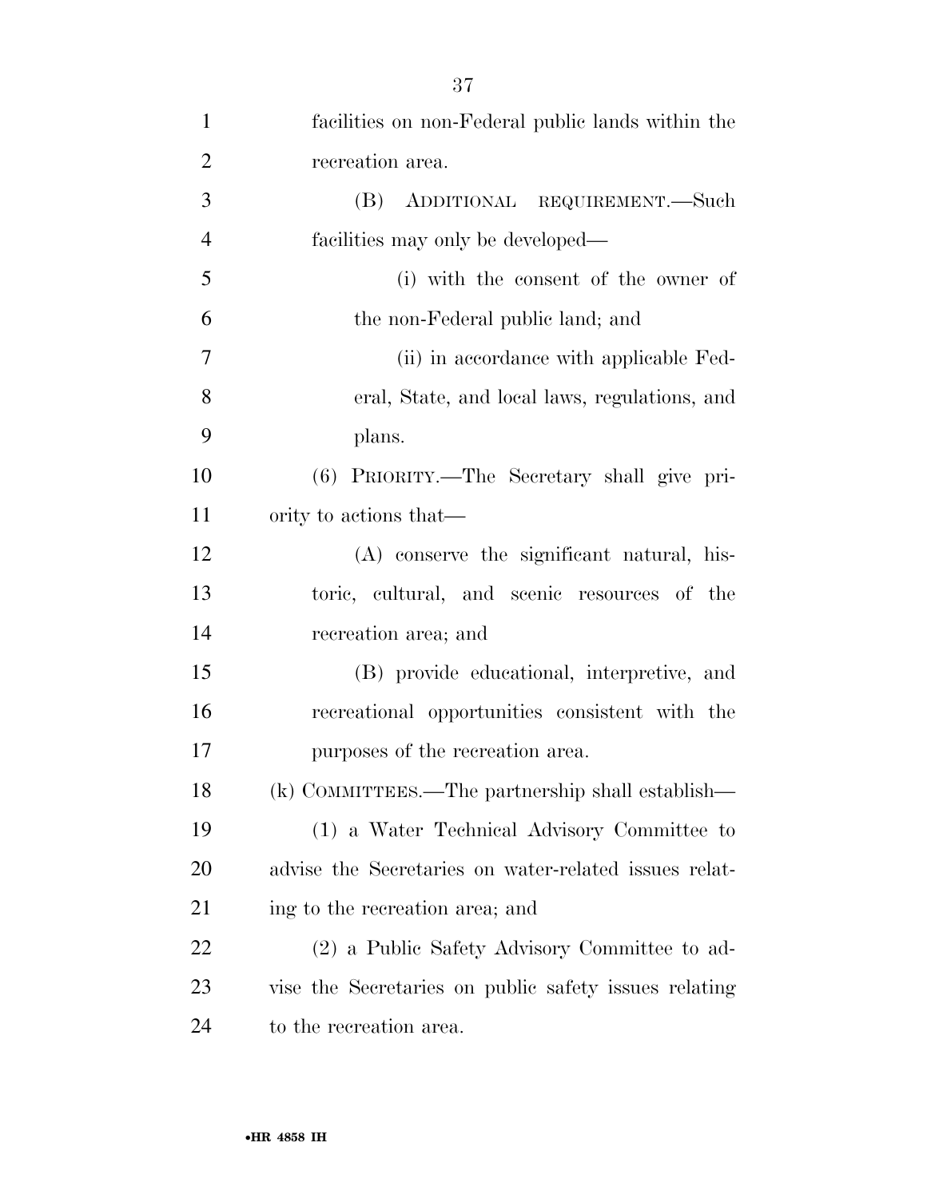facilities on non-Federal public lands within the recreation area.

(B) ADDITIONAL REQUIREMENT.—Such facilities may only be developed—

(i) with the consent of the owner of the non-Federal public land; and

(ii) in accordance with applicable Federal, State, and local laws, regulations, and plans.

(6) PRIORITY.—The Secretary shall give priority to actions that—

(A) conserve the significant natural, historic, cultural, and scenic resources of the recreation area; and

(B) provide educational, interpretive, and recreational opportunities consistent with the purposes of the recreation area.

(k) COMMITTEES.—The partnership shall establish—

(1) a Water Technical Advisory Committee to advise the Secretaries on water-related issues relating to the recreation area; and

(2) a Public Safety Advisory Committee to advise the Secretaries on public safety issues relating to the recreation area.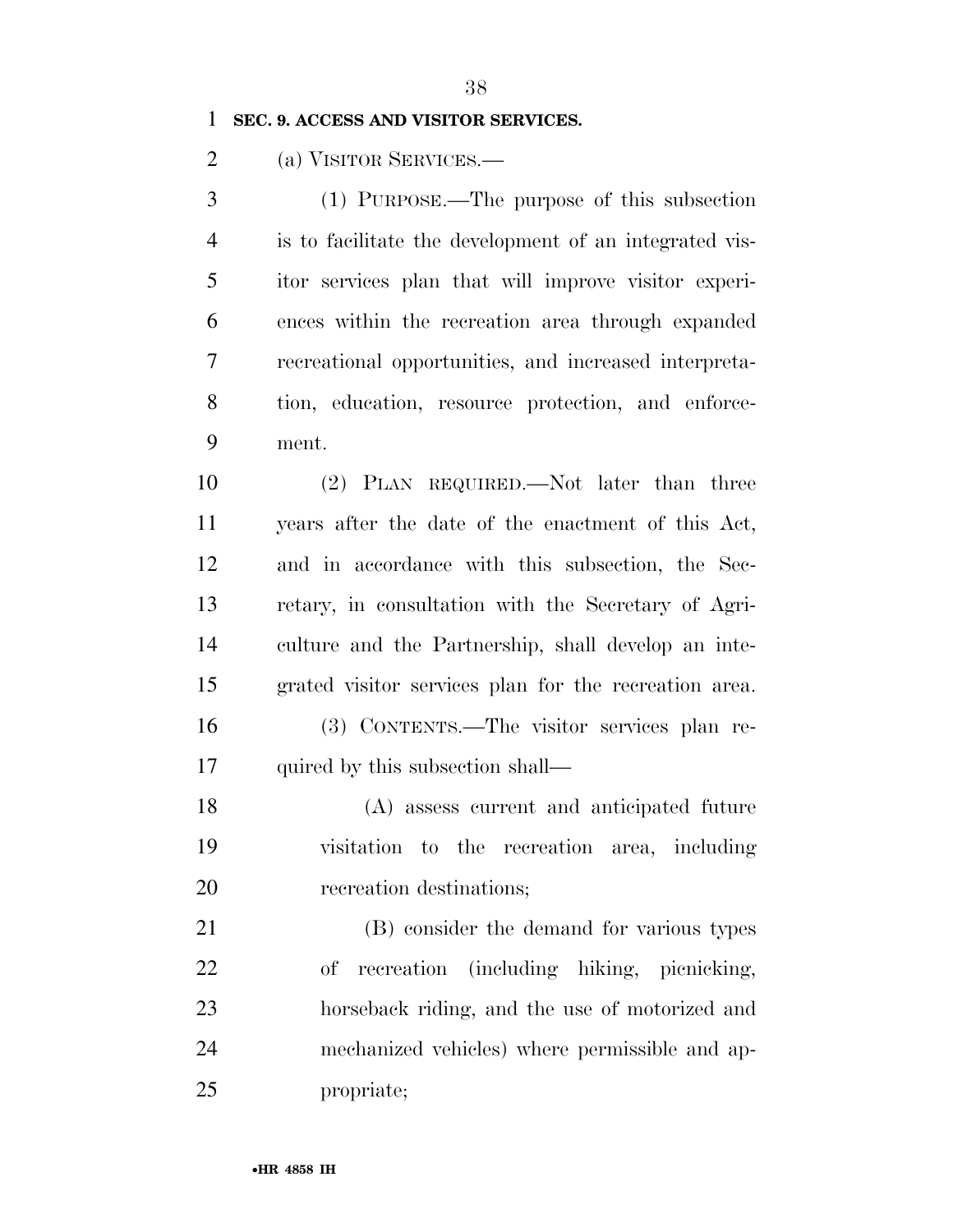**SEC. 9. ACCESS AND VISITOR SERVICES.**

(a) VISITOR SERVICES.—

(1) PURPOSE.—The purpose of this subsection is to facilitate the development of an integrated visitor services plan that will improve visitor experiences within the recreation area through expanded recreational opportunities, and increased interpretation, education, resource protection, and enforcement.

(2) PLAN REQUIRED.—Not later than three years after the date of the enactment of this Act, and in accordance with this subsection, the Secretary, in consultation with the Secretary of Agriculture and the Partnership, shall develop an integrated visitor services plan for the recreation area.

(3) CONTENTS.—The visitor services plan required by this subsection shall—

(A) assess current and anticipated future visitation to the recreation area, including recreation destinations;

(B) consider the demand for various types of recreation (including hiking, picnicking, horseback riding, and the use of motorized and mechanized vehicles) where permissible and appropriate;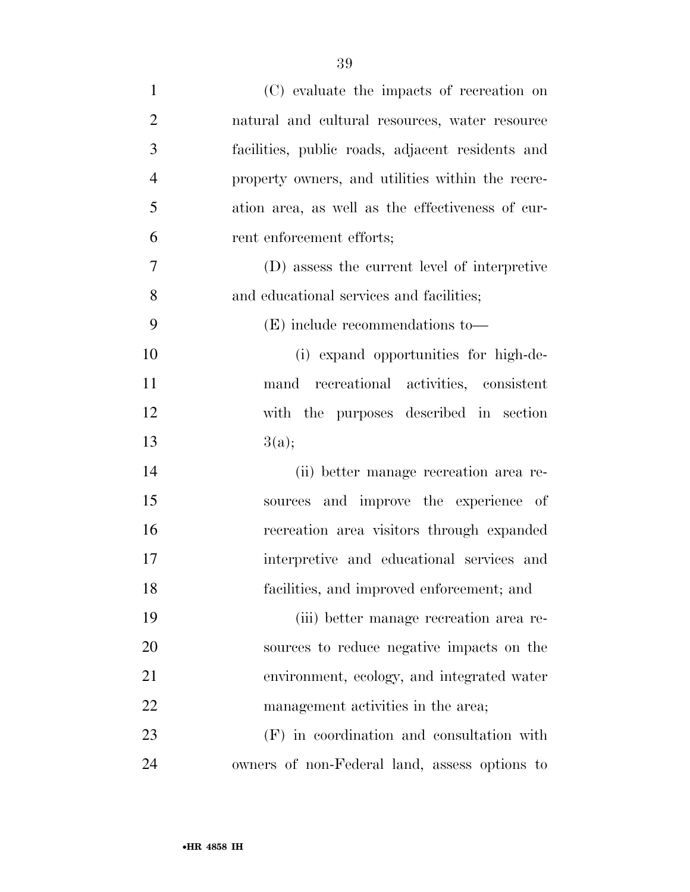(C) evaluate the impacts of recreation on natural and cultural resources, water resource facilities, public roads, adjacent residents and property owners, and utilities within the recreation area, as well as the effectiveness of current enforcement efforts;

(D) assess the current level of interpretive and educational services and facilities;

(E) include recommendations to—

(i) expand opportunities for high-demand recreational activities, consistent with the purposes described in section 3(a);

(ii) better manage recreation area resources and improve the experience of recreation area visitors through expanded interpretive and educational services and facilities, and improved enforcement; and

(iii) better manage recreation area resources to reduce negative impacts on the environment, ecology, and integrated water management activities in the area;

(F) in coordination and consultation with owners of non-Federal land, assess options to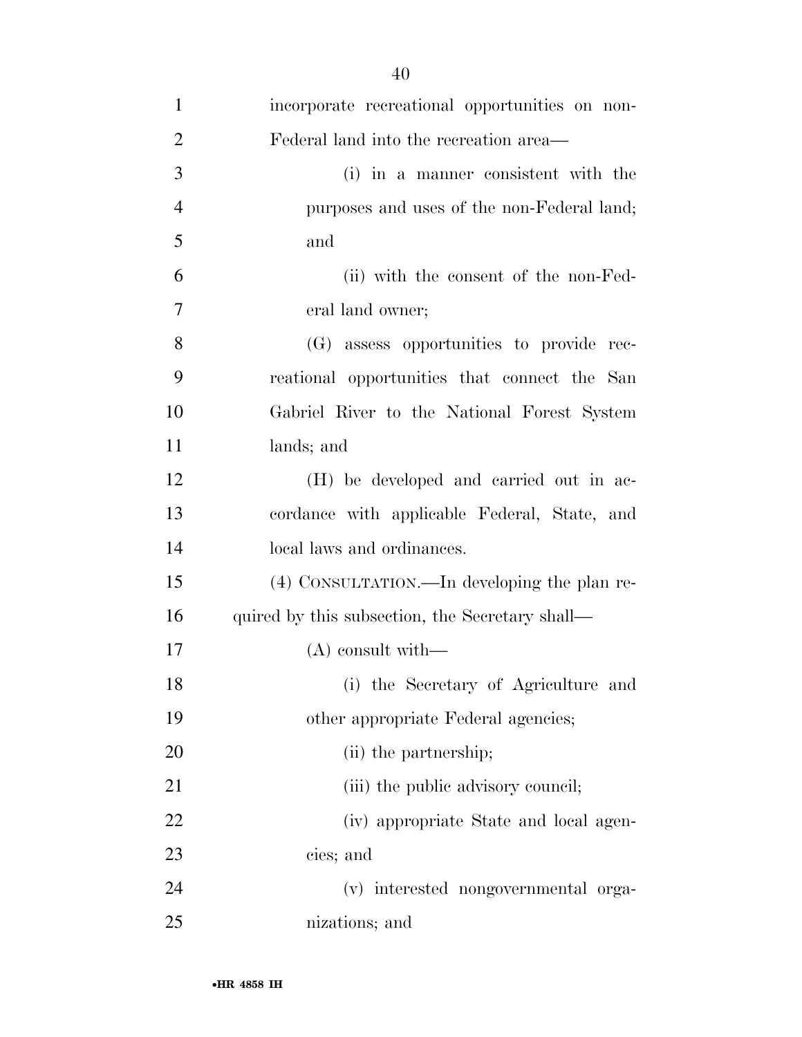incorporate recreational opportunities on non-Federal land into the recreation area—

(i) in a manner consistent with the purposes and uses of the non-Federal land; and

(ii) with the consent of the non-Federal land owner;

(G) assess opportunities to provide recreational opportunities that connect the San Gabriel River to the National Forest System lands; and

(H) be developed and carried out in accordance with applicable Federal, State, and local laws and ordinances.

(4) CONSULTATION.—In developing the plan required by this subsection, the Secretary shall—

(A) consult with—

(i) the Secretary of Agriculture and other appropriate Federal agencies;

(ii) the partnership;

(iii) the public advisory council;

(iv) appropriate State and local agencies; and

(v) interested nongovernmental organizations; and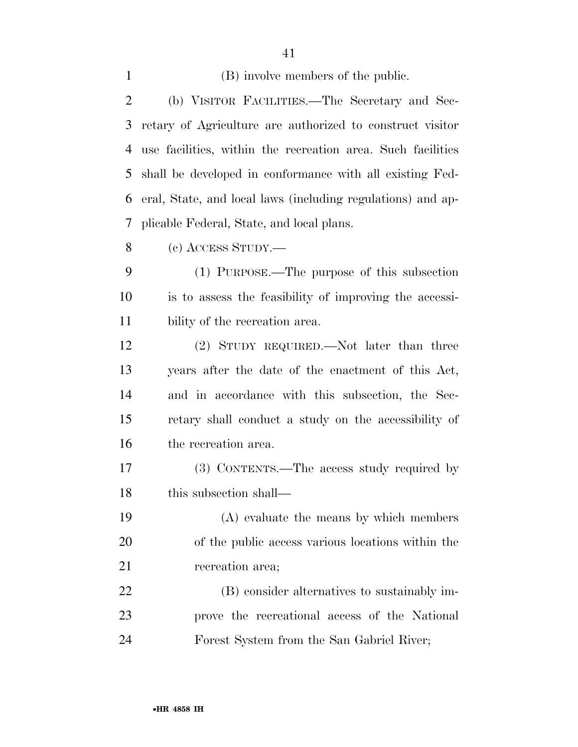(B) involve members of the public.

(b) VISITOR FACILITIES.—The Secretary and Secretary of Agriculture are authorized to construct visitor use facilities, within the recreation area. Such facilities shall be developed in conformance with all existing Federal, State, and local laws (including regulations) and applicable Federal, State, and local plans.

(c) ACCESS STUDY.—

(1) PURPOSE.—The purpose of this subsection is to assess the feasibility of improving the accessibility of the recreation area.

(2) STUDY REQUIRED.—Not later than three years after the date of the enactment of this Act, and in accordance with this subsection, the Secretary shall conduct a study on the accessibility of the recreation area.

(3) CONTENTS.—The access study required by this subsection shall—

(A) evaluate the means by which members of the public access various locations within the recreation area;

(B) consider alternatives to sustainably improve the recreational access of the National Forest System from the San Gabriel River;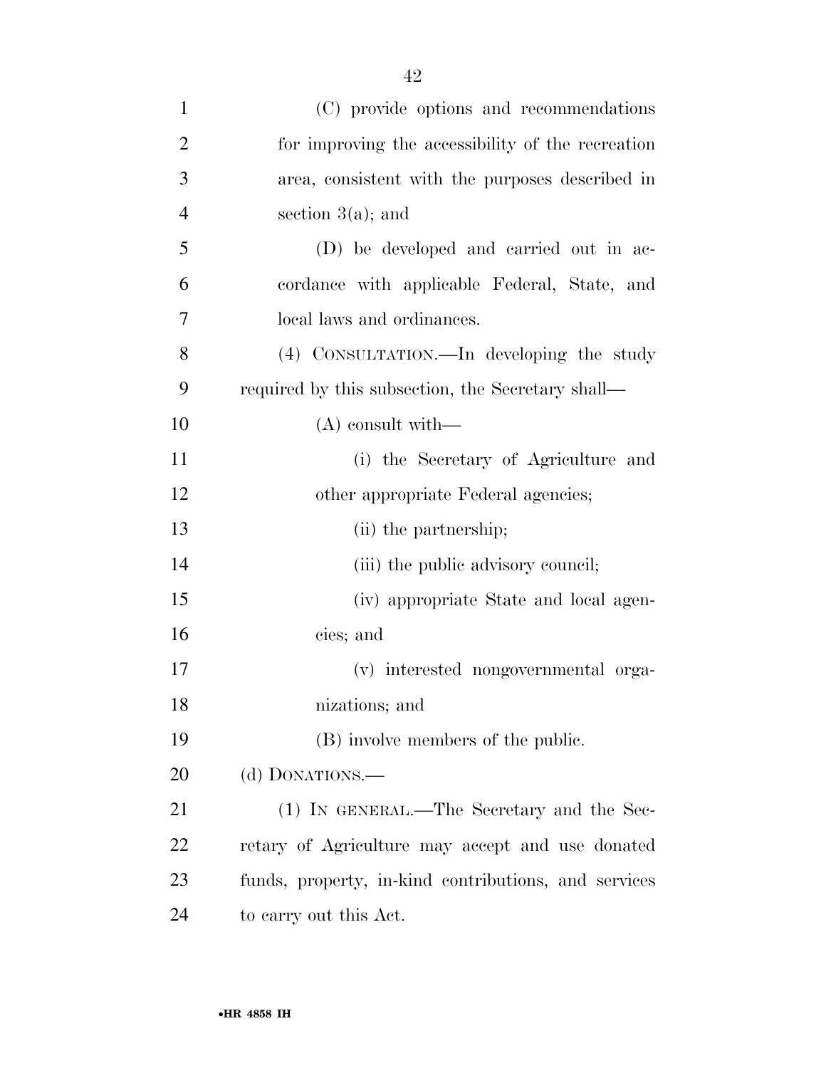(C) provide options and recommendations for improving the accessibility of the recreation area, consistent with the purposes described in section 3(a); and

(D) be developed and carried out in accordance with applicable Federal, State, and local laws and ordinances.

(4) CONSULTATION.—In developing the study required by this subsection, the Secretary shall—

(A) consult with—

(i) the Secretary of Agriculture and other appropriate Federal agencies;

(ii) the partnership;

(iii) the public advisory council;

(iv) appropriate State and local agencies; and

(v) interested nongovernmental organizations; and

(B) involve members of the public.

(d) DONATIONS.—

(1) IN GENERAL.—The Secretary and the Secretary of Agriculture may accept and use donated funds, property, in-kind contributions, and services to carry out this Act.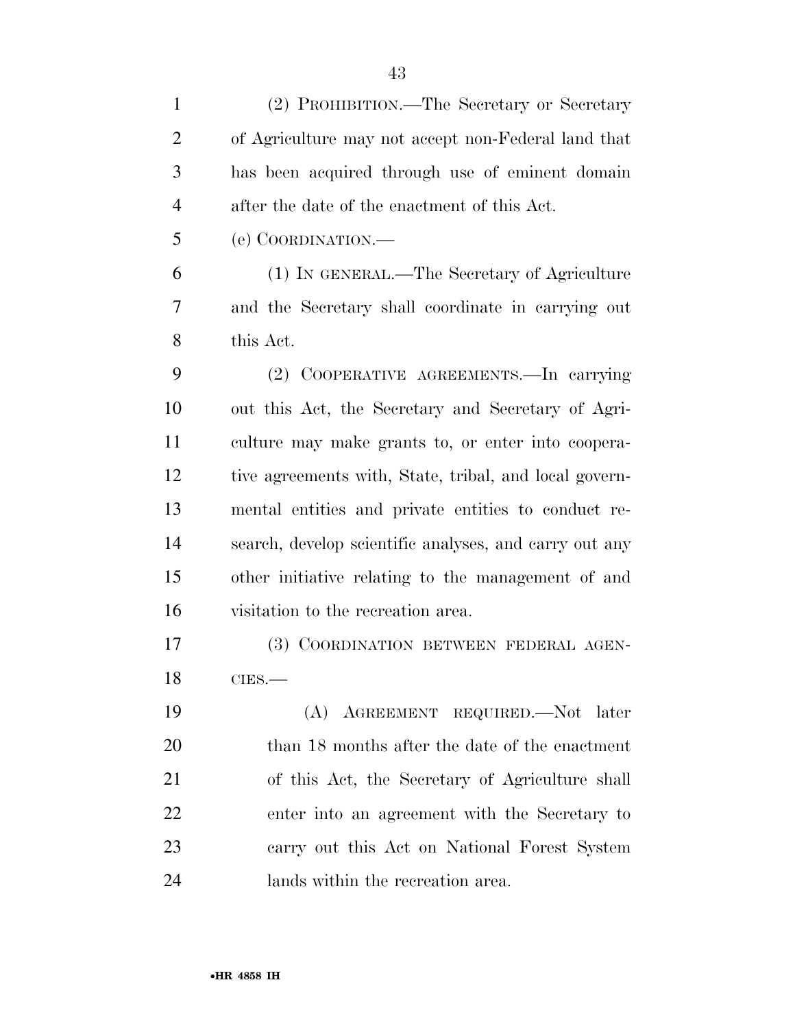(2) PROHIBITION.—The Secretary or Secretary of Agriculture may not accept non-Federal land that has been acquired through use of eminent domain after the date of the enactment of this Act.

(e) COORDINATION.—

(1) IN GENERAL.—The Secretary of Agriculture and the Secretary shall coordinate in carrying out this Act.

(2) COOPERATIVE AGREEMENTS.—In carrying out this Act, the Secretary and Secretary of Agriculture may make grants to, or enter into cooperative agreements with, State, tribal, and local governmental entities and private entities to conduct research, develop scientific analyses, and carry out any other initiative relating to the management of and visitation to the recreation area.

(3) COORDINATION BETWEEN FEDERAL AGENCIES.—

(A) AGREEMENT REQUIRED.—Not later than 18 months after the date of the enactment of this Act, the Secretary of Agriculture shall enter into an agreement with the Secretary to carry out this Act on National Forest System lands within the recreation area.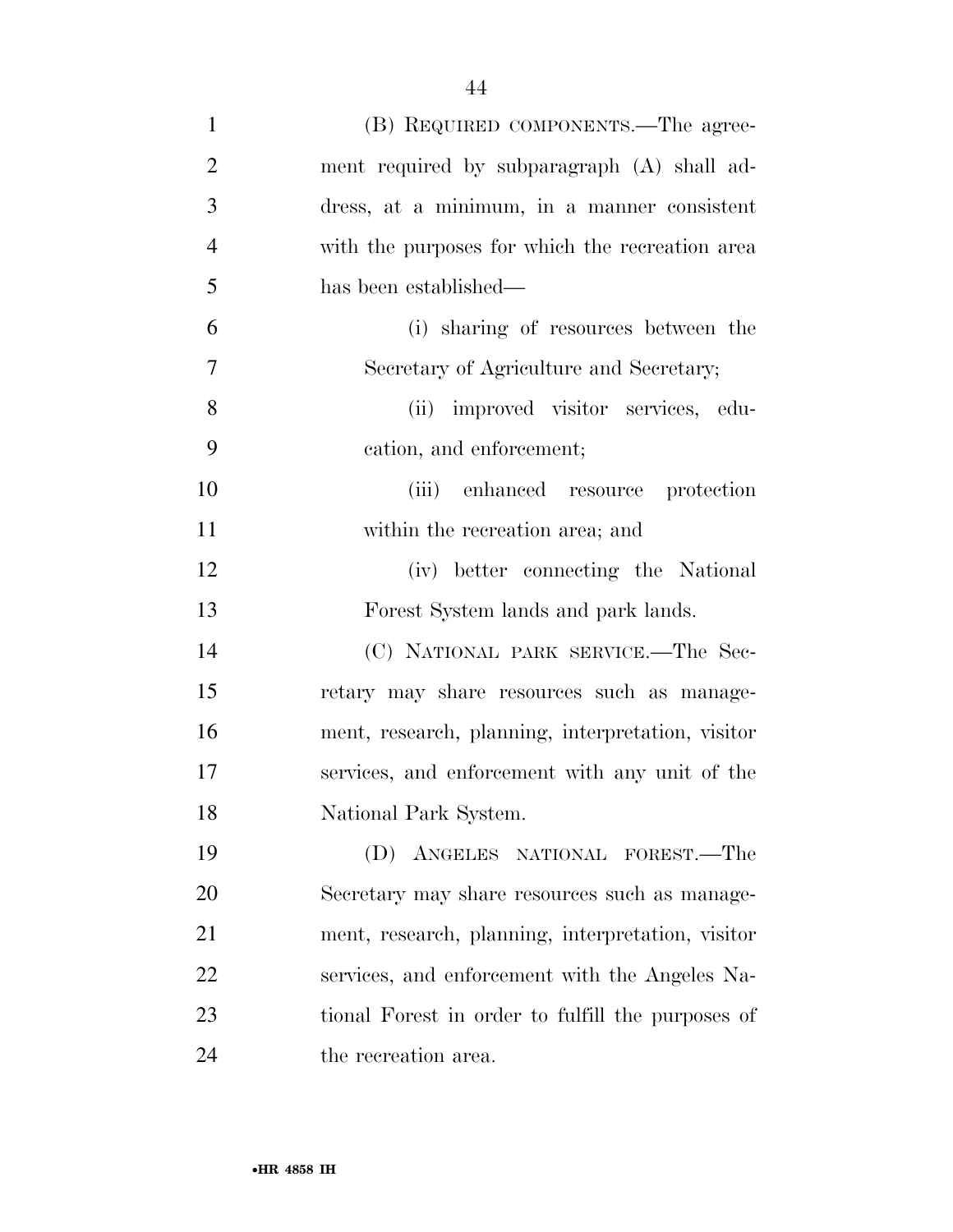(B) REQUIRED COMPONENTS.—The agreement required by subparagraph (A) shall address, at a minimum, in a manner consistent with the purposes for which the recreation area has been established—

(i) sharing of resources between the Secretary of Agriculture and Secretary;

(ii) improved visitor services, education, and enforcement;

(iii) enhanced resource protection within the recreation area; and

(iv) better connecting the National Forest System lands and park lands.

(C) NATIONAL PARK SERVICE.—The Secretary may share resources such as management, research, planning, interpretation, visitor services, and enforcement with any unit of the National Park System.

(D) ANGELES NATIONAL FOREST.—The Secretary may share resources such as management, research, planning, interpretation, visitor services, and enforcement with the Angeles National Forest in order to fulfill the purposes of the recreation area.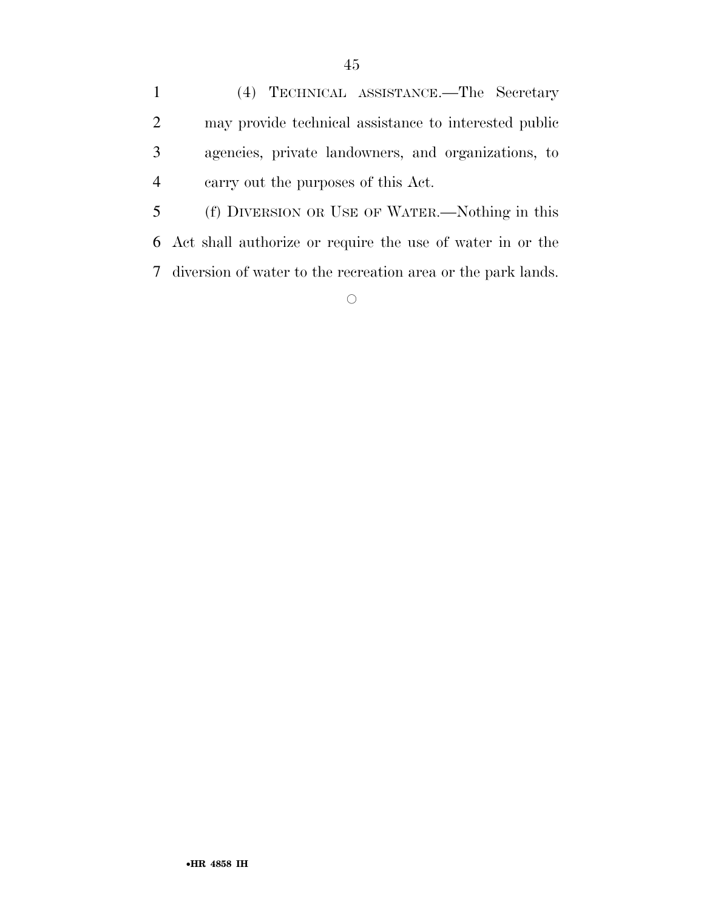(4) TECHNICAL ASSISTANCE.—The Secretary may provide technical assistance to interested public agencies, private landowners, and organizations, to carry out the purposes of this Act.

(f) DIVERSION OR USE OF WATER.—Nothing in this Act shall authorize or require the use of water in or the diversion of water to the recreation area or the park lands.

○